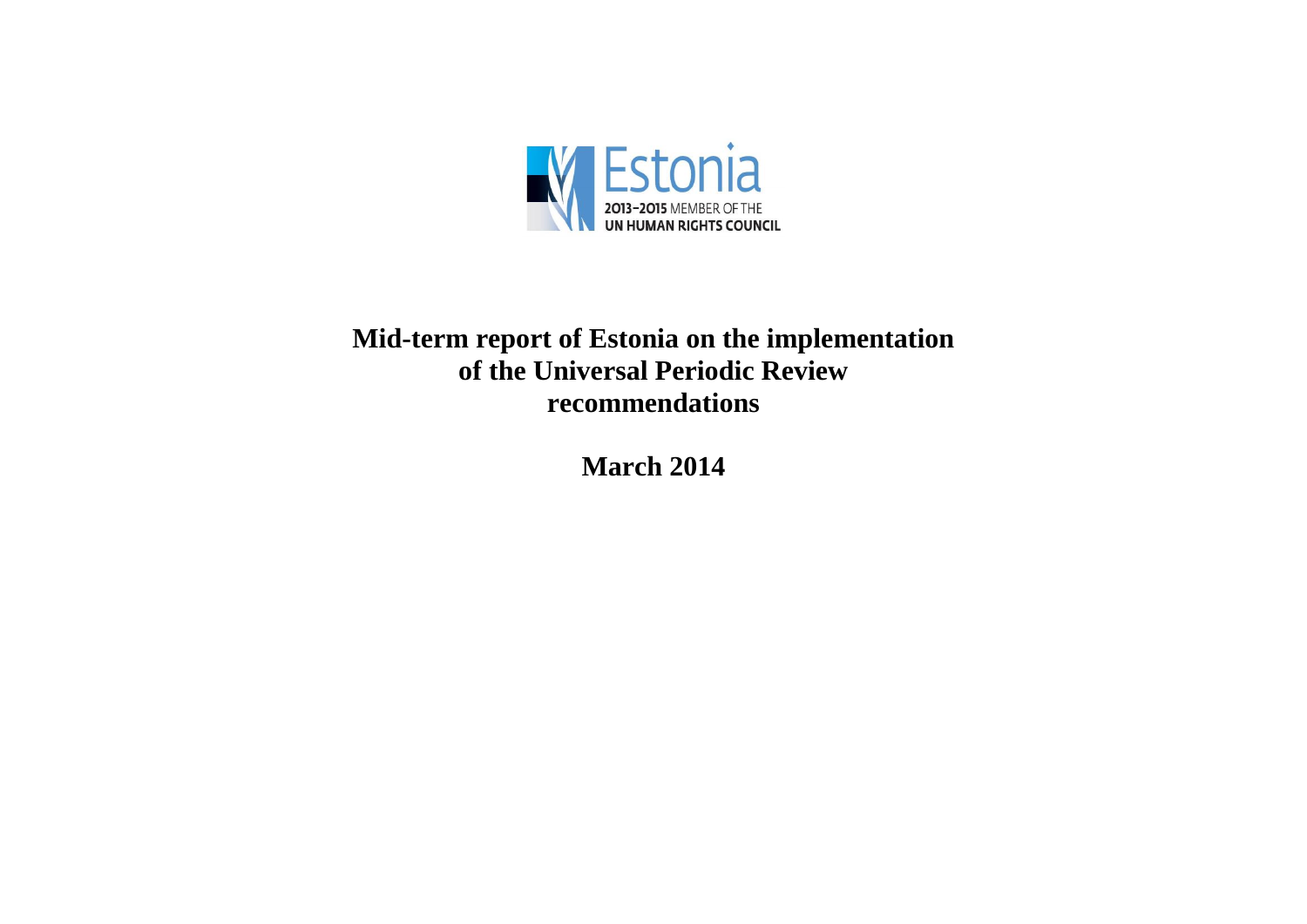Estonia

2013–2015 MEMBER OF THE
UN HUMAN RIGHTS COUNCIL

# Mid-term report of Estonia on the implementation of the Universal Periodic Review recommendations

**March 2014**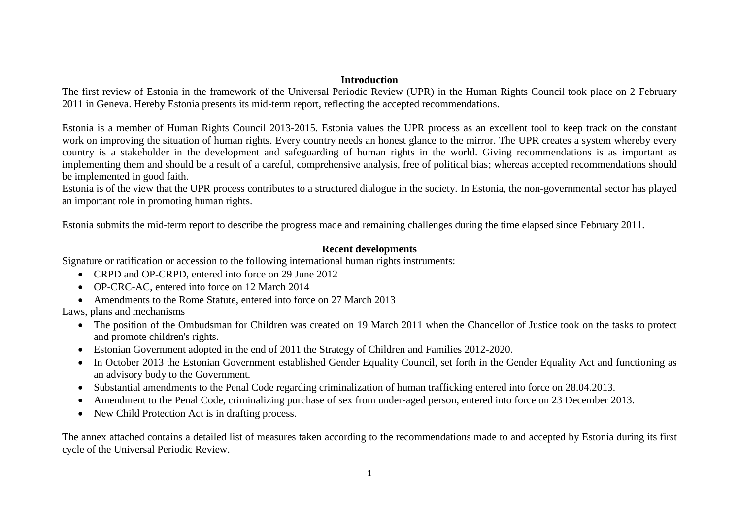## Introduction

The first review of Estonia in the framework of the Universal Periodic Review (UPR) in the Human Rights Council took place on 2 February 2011 in Geneva. Hereby Estonia presents its mid-term report, reflecting the accepted recommendations.

Estonia is a member of Human Rights Council 2013-2015. Estonia values the UPR process as an excellent tool to keep track on the constant work on improving the situation of human rights. Every country needs an honest glance to the mirror. The UPR creates a system whereby every country is a stakeholder in the development and safeguarding of human rights in the world. Giving recommendations is as important as implementing them and should be a result of a careful, comprehensive analysis, free of political bias; whereas accepted recommendations should be implemented in good faith.

Estonia is of the view that the UPR process contributes to a structured dialogue in the society. In Estonia, the non-governmental sector has played an important role in promoting human rights.

Estonia submits the mid-term report to describe the progress made and remaining challenges during the time elapsed since February 2011.

## Recent developments

Signature or ratification or accession to the following international human rights instruments:

- CRPD and OP-CRPD, entered into force on 29 June 2012
- OP-CRC-AC, entered into force on 12 March 2014
- Amendments to the Rome Statute, entered into force on 27 March 2013

Laws, plans and mechanisms

- The position of the Ombudsman for Children was created on 19 March 2011 when the Chancellor of Justice took on the tasks to protect and promote children's rights.
- Estonian Government adopted in the end of 2011 the Strategy of Children and Families 2012-2020.
- In October 2013 the Estonian Government established Gender Equality Council, set forth in the Gender Equality Act and functioning as an advisory body to the Government.
- Substantial amendments to the Penal Code regarding criminalization of human trafficking entered into force on 28.04.2013.
- Amendment to the Penal Code, criminalizing purchase of sex from under-aged person, entered into force on 23 December 2013.
- New Child Protection Act is in drafting process.

The annex attached contains a detailed list of measures taken according to the recommendations made to and accepted by Estonia during its first cycle of the Universal Periodic Review.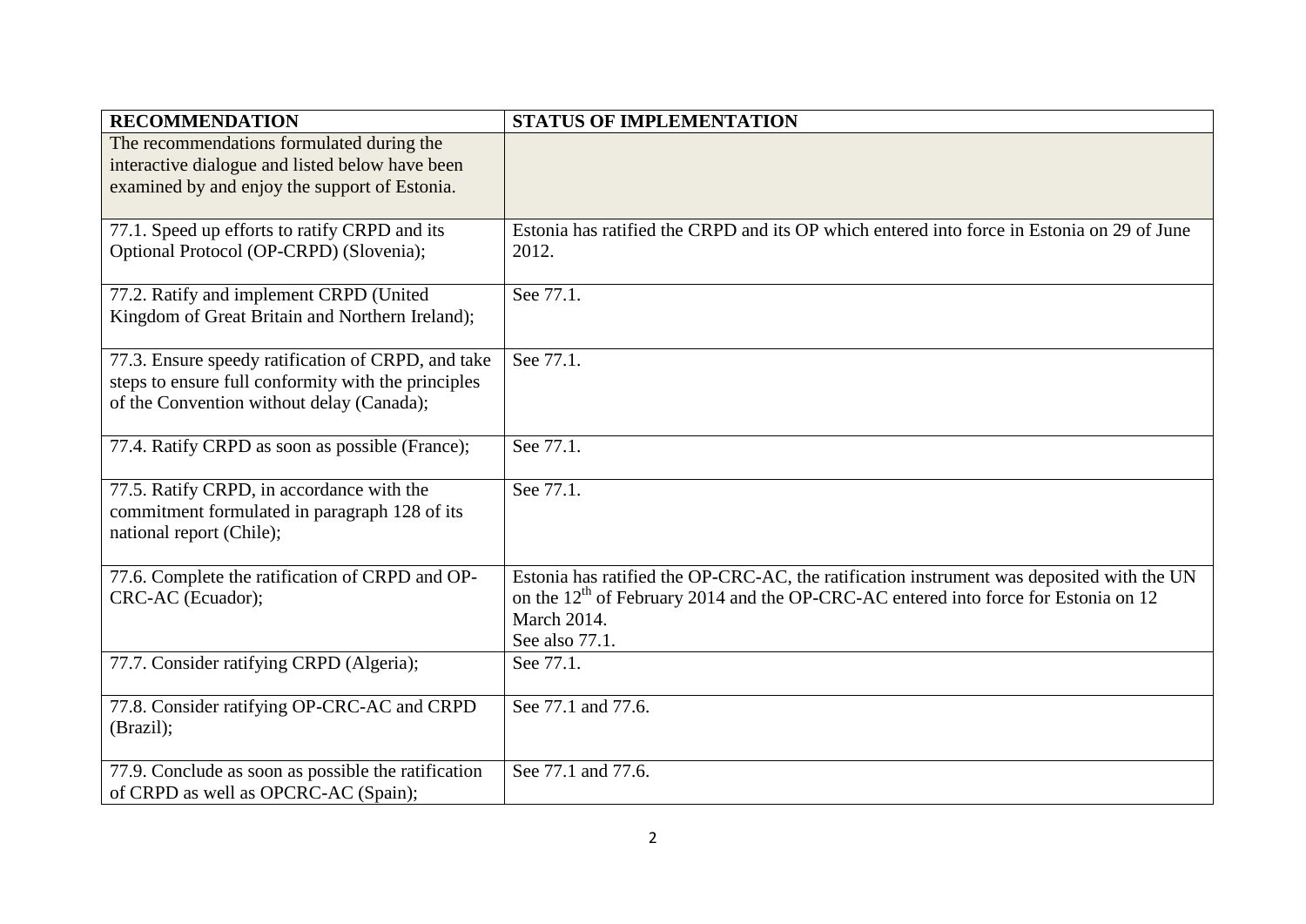| RECOMMENDATION | STATUS OF IMPLEMENTATION |
|---|---|
| The recommendations formulated during the interactive dialogue and listed below have been examined by and enjoy the support of Estonia. | |
| 77.1. Speed up efforts to ratify CRPD and its Optional Protocol (OP-CRPD) (Slovenia); | Estonia has ratified the CRPD and its OP which entered into force in Estonia on 29 of June 2012. |
| 77.2. Ratify and implement CRPD (United Kingdom of Great Britain and Northern Ireland); | See 77.1. |
| 77.3. Ensure speedy ratification of CRPD, and take steps to ensure full conformity with the principles of the Convention without delay (Canada); | See 77.1. |
| 77.4. Ratify CRPD as soon as possible (France); | See 77.1. |
| 77.5. Ratify CRPD, in accordance with the commitment formulated in paragraph 128 of its national report (Chile); | See 77.1. |
| 77.6. Complete the ratification of CRPD and OP-CRC-AC (Ecuador); | Estonia has ratified the OP-CRC-AC, the ratification instrument was deposited with the UN on the 12th of February 2014 and the OP-CRC-AC entered into force for Estonia on 12 March 2014.<br>See also 77.1. |
| 77.7. Consider ratifying CRPD (Algeria); | See 77.1. |
| 77.8. Consider ratifying OP-CRC-AC and CRPD (Brazil); | See 77.1 and 77.6. |
| 77.9. Conclude as soon as possible the ratification of CRPD as well as OPCRC-AC (Spain); | See 77.1 and 77.6. |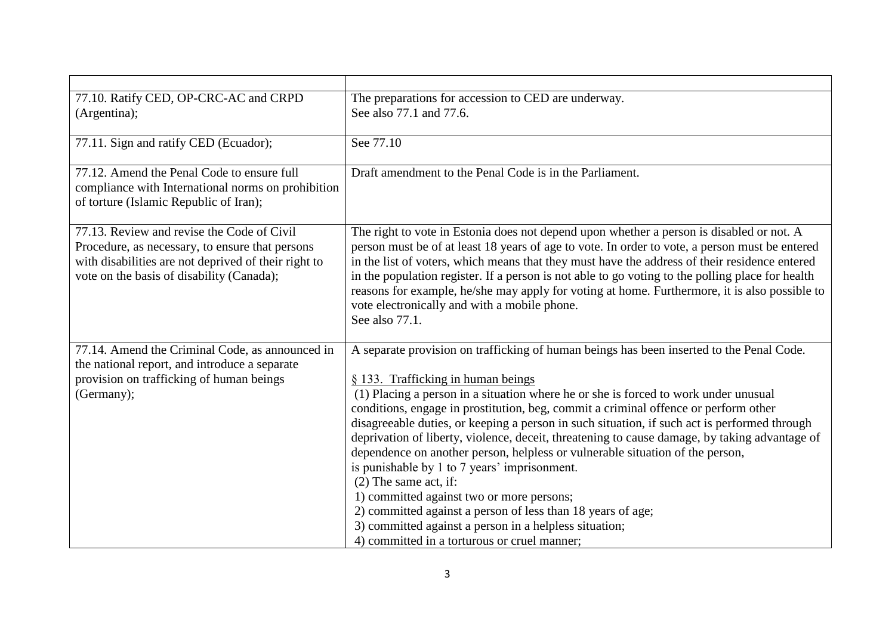| | |
|---|---|
| 77.10. Ratify CED, OP-CRC-AC and CRPD (Argentina); | The preparations for accession to CED are underway.<br>See also 77.1 and 77.6. |
| 77.11. Sign and ratify CED (Ecuador); | See 77.10 |
| 77.12. Amend the Penal Code to ensure full compliance with International norms on prohibition of torture (Islamic Republic of Iran); | Draft amendment to the Penal Code is in the Parliament. |
| 77.13. Review and revise the Code of Civil Procedure, as necessary, to ensure that persons with disabilities are not deprived of their right to vote on the basis of disability (Canada); | The right to vote in Estonia does not depend upon whether a person is disabled or not. A person must be of at least 18 years of age to vote. In order to vote, a person must be entered in the list of voters, which means that they must have the address of their residence entered in the population register. If a person is not able to go voting to the polling place for health reasons for example, he/she may apply for voting at home. Furthermore, it is also possible to vote electronically and with a mobile phone.<br>See also 77.1. |
| 77.14. Amend the Criminal Code, as announced in the national report, and introduce a separate provision on trafficking of human beings (Germany); | A separate provision on trafficking of human beings has been inserted to the Penal Code.<br><br>§ 133. Trafficking in human beings<br>(1) Placing a person in a situation where he or she is forced to work under unusual conditions, engage in prostitution, beg, commit a criminal offence or perform other disagreeable duties, or keeping a person in such situation, if such act is performed through deprivation of liberty, violence, deceit, threatening to cause damage, by taking advantage of dependence on another person, helpless or vulnerable situation of the person,<br>is punishable by 1 to 7 years' imprisonment.<br>(2) The same act, if:<br>1) committed against two or more persons;<br>2) committed against a person of less than 18 years of age;<br>3) committed against a person in a helpless situation;<br>4) committed in a torturous or cruel manner; |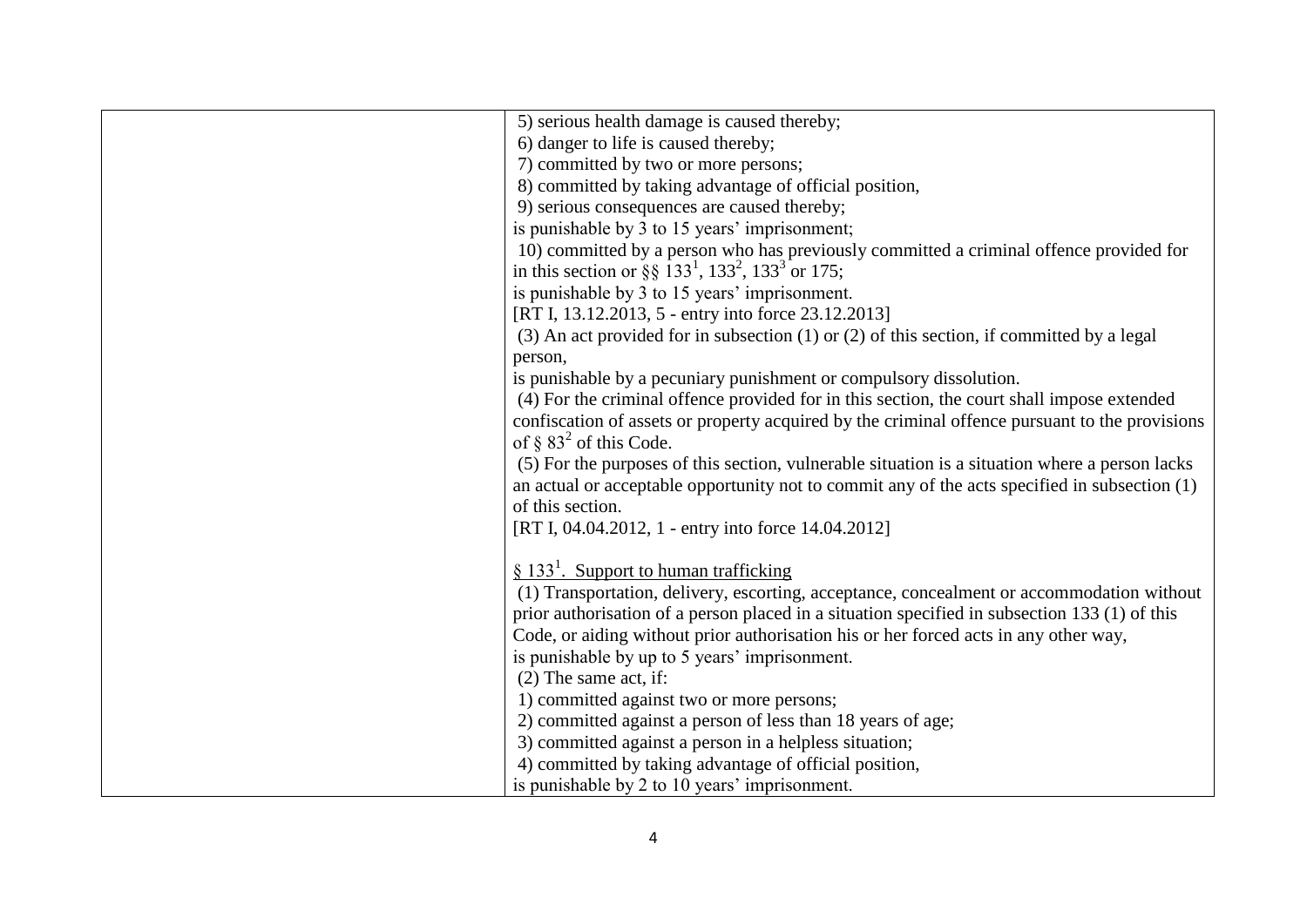5) serious health damage is caused thereby;
6) danger to life is caused thereby;
7) committed by two or more persons;
8) committed by taking advantage of official position,
9) serious consequences are caused thereby;
is punishable by 3 to 15 years' imprisonment;
10) committed by a person who has previously committed a criminal offence provided for in this section or §§ $133^1$, $133^2$, $133^3$ or 175;
is punishable by 3 to 15 years' imprisonment.
[RT I, 13.12.2013, 5 - entry into force 23.12.2013]

(3) An act provided for in subsection (1) or (2) of this section, if committed by a legal person,
is punishable by a pecuniary punishment or compulsory dissolution.

(4) For the criminal offence provided for in this section, the court shall impose extended confiscation of assets or property acquired by the criminal offence pursuant to the provisions of § $83^2$ of this Code.

(5) For the purposes of this section, vulnerable situation is a situation where a person lacks an actual or acceptable opportunity not to commit any of the acts specified in subsection (1) of this section.
[RT I, 04.04.2012, 1 - entry into force 14.04.2012]

§ $133^1$. Support to human trafficking

(1) Transportation, delivery, escorting, acceptance, concealment or accommodation without prior authorisation of a person placed in a situation specified in subsection 133 (1) of this Code, or aiding without prior authorisation his or her forced acts in any other way,
is punishable by up to 5 years' imprisonment.

(2) The same act, if:
1) committed against two or more persons;
2) committed against a person of less than 18 years of age;
3) committed against a person in a helpless situation;
4) committed by taking advantage of official position,
is punishable by 2 to 10 years' imprisonment.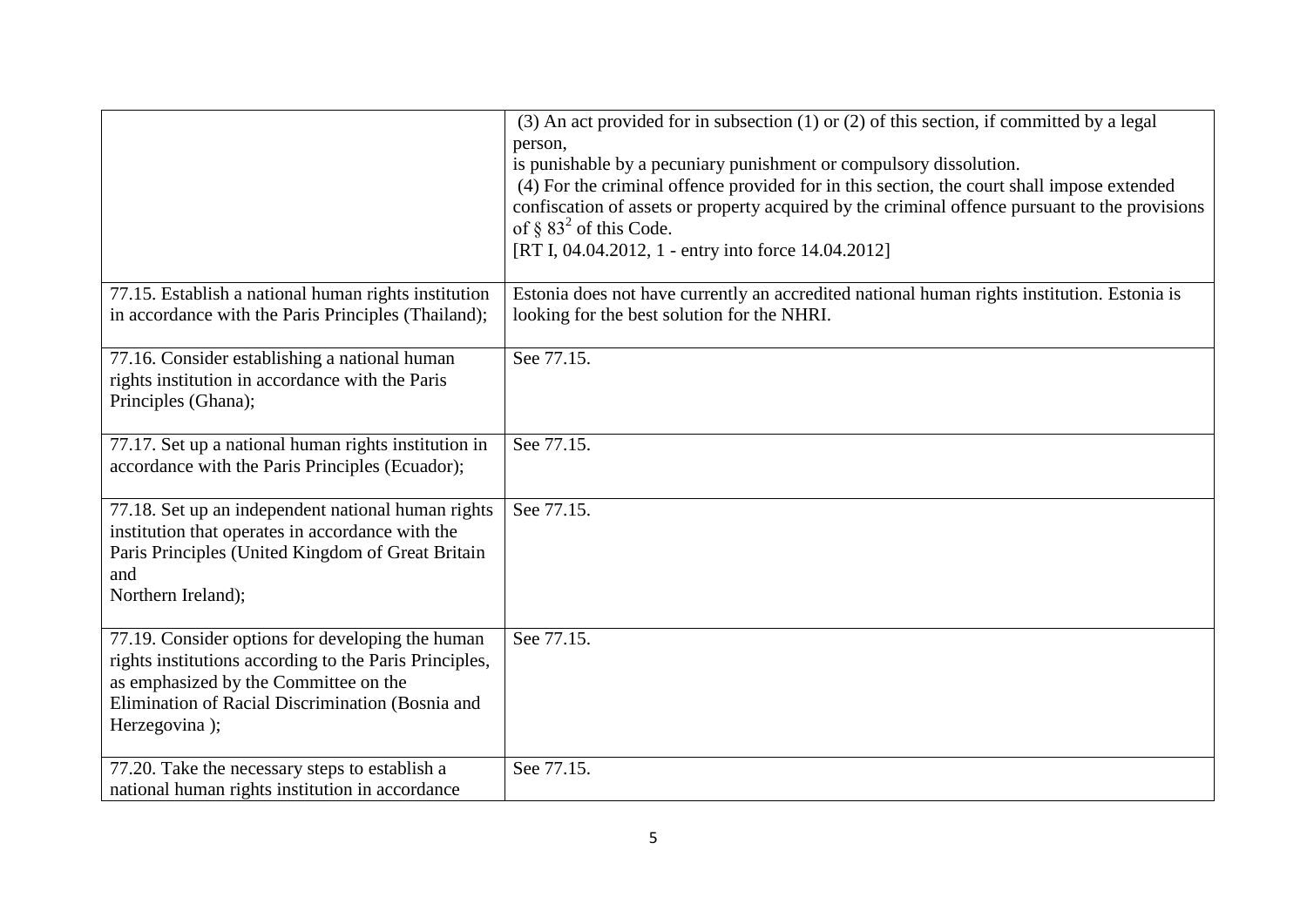| | |
|---|---|
| | (3) An act provided for in subsection (1) or (2) of this section, if committed by a legal person,<br>is punishable by a pecuniary punishment or compulsory dissolution.<br>(4) For the criminal offence provided for in this section, the court shall impose extended confiscation of assets or property acquired by the criminal offence pursuant to the provisions of § $83^2$ of this Code.<br>[RT I, 04.04.2012, 1 - entry into force 14.04.2012] |
| 77.15. Establish a national human rights institution in accordance with the Paris Principles (Thailand); | Estonia does not have currently an accredited national human rights institution. Estonia is looking for the best solution for the NHRI. |
| 77.16. Consider establishing a national human rights institution in accordance with the Paris Principles (Ghana); | See 77.15. |
| 77.17. Set up a national human rights institution in accordance with the Paris Principles (Ecuador); | See 77.15. |
| 77.18. Set up an independent national human rights institution that operates in accordance with the Paris Principles (United Kingdom of Great Britain and<br>Northern Ireland); | See 77.15. |
| 77.19. Consider options for developing the human rights institutions according to the Paris Principles, as emphasized by the Committee on the Elimination of Racial Discrimination (Bosnia and Herzegovina ); | See 77.15. |
| 77.20. Take the necessary steps to establish a national human rights institution in accordance | See 77.15. |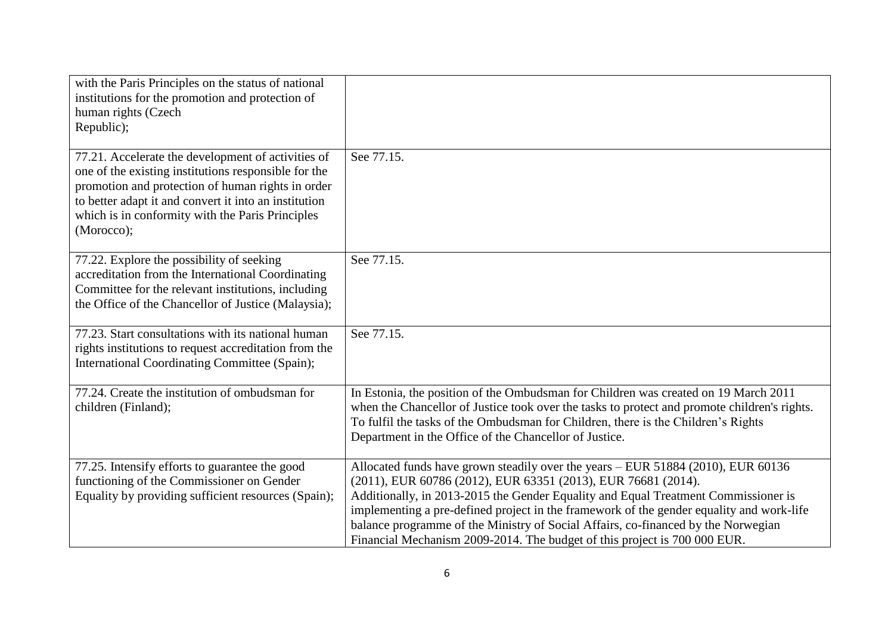| | |
|---|---|
| with the Paris Principles on the status of national institutions for the promotion and protection of human rights (Czech Republic); | |
| 77.21. Accelerate the development of activities of one of the existing institutions responsible for the promotion and protection of human rights in order to better adapt it and convert it into an institution which is in conformity with the Paris Principles (Morocco); | See 77.15. |
| 77.22. Explore the possibility of seeking accreditation from the International Coordinating Committee for the relevant institutions, including the Office of the Chancellor of Justice (Malaysia); | See 77.15. |
| 77.23. Start consultations with its national human rights institutions to request accreditation from the International Coordinating Committee (Spain); | See 77.15. |
| 77.24. Create the institution of ombudsman for children (Finland); | In Estonia, the position of the Ombudsman for Children was created on 19 March 2011 when the Chancellor of Justice took over the tasks to protect and promote children's rights. To fulfil the tasks of the Ombudsman for Children, there is the Children's Rights Department in the Office of the Chancellor of Justice. |
| 77.25. Intensify efforts to guarantee the good functioning of the Commissioner on Gender Equality by providing sufficient resources (Spain); | Allocated funds have grown steadily over the years – EUR 51884 (2010), EUR 60136 (2011), EUR 60786 (2012), EUR 63351 (2013), EUR 76681 (2014).<br>Additionally, in 2013-2015 the Gender Equality and Equal Treatment Commissioner is implementing a pre-defined project in the framework of the gender equality and work-life balance programme of the Ministry of Social Affairs, co-financed by the Norwegian Financial Mechanism 2009-2014. The budget of this project is 700 000 EUR. |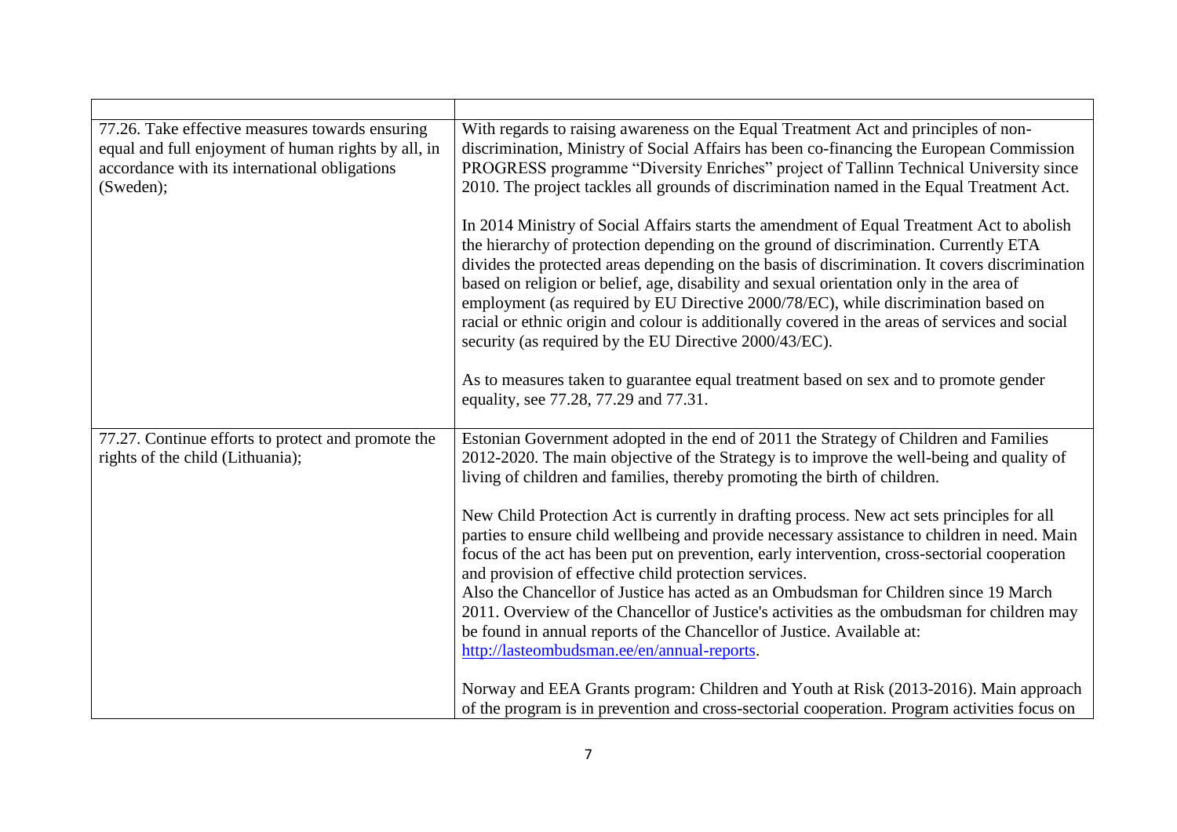| | |
|---|---|
| 77.26. Take effective measures towards ensuring equal and full enjoyment of human rights by all, in accordance with its international obligations (Sweden); | With regards to raising awareness on the Equal Treatment Act and principles of non-discrimination, Ministry of Social Affairs has been co-financing the European Commission PROGRESS programme "Diversity Enriches" project of Tallinn Technical University since 2010. The project tackles all grounds of discrimination named in the Equal Treatment Act.<br><br>In 2014 Ministry of Social Affairs starts the amendment of Equal Treatment Act to abolish the hierarchy of protection depending on the ground of discrimination. Currently ETA divides the protected areas depending on the basis of discrimination. It covers discrimination based on religion or belief, age, disability and sexual orientation only in the area of employment (as required by EU Directive 2000/78/EC), while discrimination based on racial or ethnic origin and colour is additionally covered in the areas of services and social security (as required by the EU Directive 2000/43/EC).<br><br>As to measures taken to guarantee equal treatment based on sex and to promote gender equality, see 77.28, 77.29 and 77.31. |
| 77.27. Continue efforts to protect and promote the rights of the child (Lithuania); | Estonian Government adopted in the end of 2011 the Strategy of Children and Families 2012-2020. The main objective of the Strategy is to improve the well-being and quality of living of children and families, thereby promoting the birth of children.<br><br>New Child Protection Act is currently in drafting process. New act sets principles for all parties to ensure child wellbeing and provide necessary assistance to children in need. Main focus of the act has been put on prevention, early intervention, cross-sectorial cooperation and provision of effective child protection services.<br>Also the Chancellor of Justice has acted as an Ombudsman for Children since 19 March 2011. Overview of the Chancellor of Justice's activities as the ombudsman for children may be found in annual reports of the Chancellor of Justice. Available at: http://lasteombudsman.ee/en/annual-reports.<br><br>Norway and EEA Grants program: Children and Youth at Risk (2013-2016). Main approach of the program is in prevention and cross-sectorial cooperation. Program activities focus on |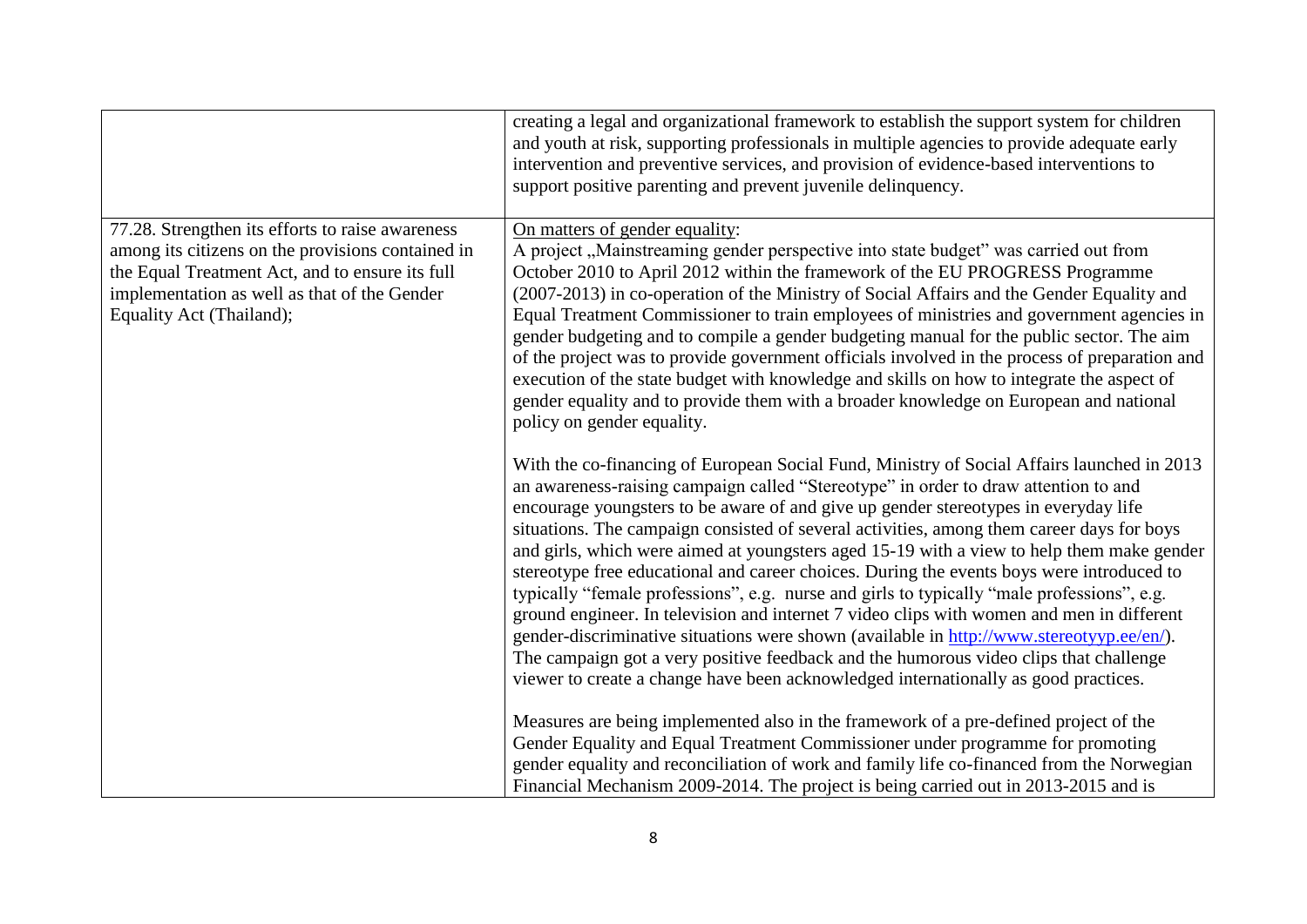| | |
|---|---|
| | creating a legal and organizational framework to establish the support system for children and youth at risk, supporting professionals in multiple agencies to provide adequate early intervention and preventive services, and provision of evidence-based interventions to support positive parenting and prevent juvenile delinquency. |
| 77.28. Strengthen its efforts to raise awareness among its citizens on the provisions contained in the Equal Treatment Act, and to ensure its full implementation as well as that of the Gender Equality Act (Thailand); | On matters of gender equality:<br>A project „Mainstreaming gender perspective into state budget" was carried out from October 2010 to April 2012 within the framework of the EU PROGRESS Programme (2007-2013) in co-operation of the Ministry of Social Affairs and the Gender Equality and Equal Treatment Commissioner to train employees of ministries and government agencies in gender budgeting and to compile a gender budgeting manual for the public sector. The aim of the project was to provide government officials involved in the process of preparation and execution of the state budget with knowledge and skills on how to integrate the aspect of gender equality and to provide them with a broader knowledge on European and national policy on gender equality.<br><br>With the co-financing of European Social Fund, Ministry of Social Affairs launched in 2013 an awareness-raising campaign called "Stereotype" in order to draw attention to and encourage youngsters to be aware of and give up gender stereotypes in everyday life situations. The campaign consisted of several activities, among them career days for boys and girls, which were aimed at youngsters aged 15-19 with a view to help them make gender stereotype free educational and career choices. During the events boys were introduced to typically "female professions", e.g. nurse and girls to typically "male professions", e.g. ground engineer. In television and internet 7 video clips with women and men in different gender-discriminative situations were shown (available in http://www.stereotyyp.ee/en/). The campaign got a very positive feedback and the humorous video clips that challenge viewer to create a change have been acknowledged internationally as good practices.<br><br>Measures are being implemented also in the framework of a pre-defined project of the Gender Equality and Equal Treatment Commissioner under programme for promoting gender equality and reconciliation of work and family life co-financed from the Norwegian Financial Mechanism 2009-2014. The project is being carried out in 2013-2015 and is |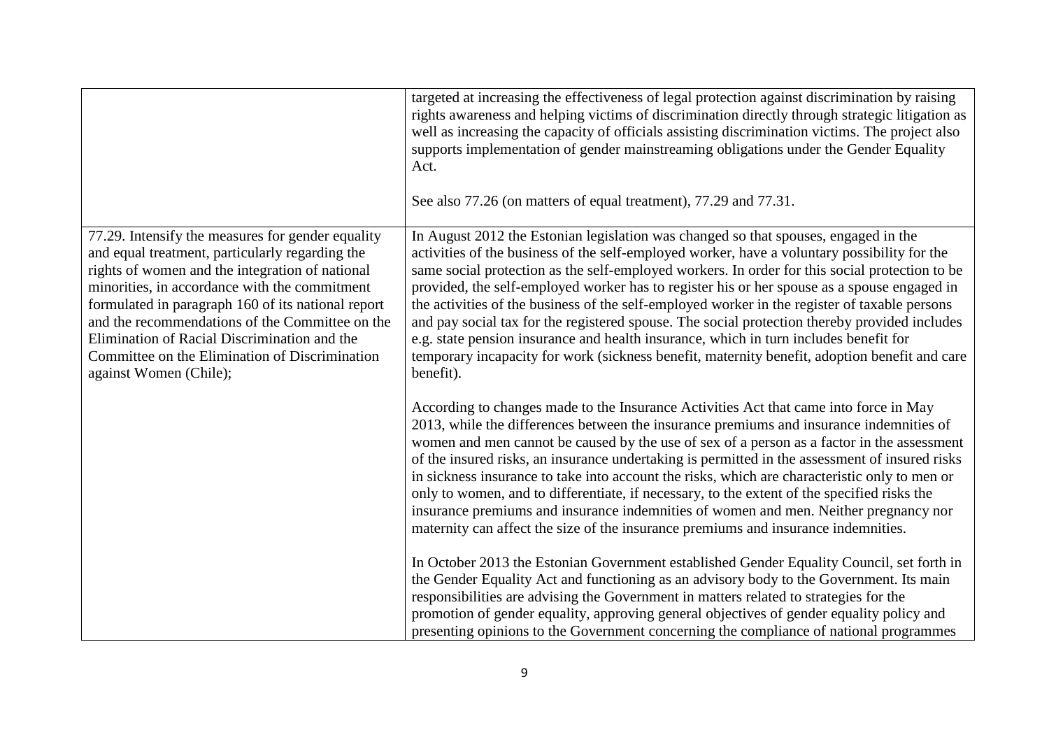| | |
|---|---|
| | targeted at increasing the effectiveness of legal protection against discrimination by raising rights awareness and helping victims of discrimination directly through strategic litigation as well as increasing the capacity of officials assisting discrimination victims. The project also supports implementation of gender mainstreaming obligations under the Gender Equality Act.<br><br>See also 77.26 (on matters of equal treatment), 77.29 and 77.31. |
| 77.29. Intensify the measures for gender equality and equal treatment, particularly regarding the rights of women and the integration of national minorities, in accordance with the commitment formulated in paragraph 160 of its national report and the recommendations of the Committee on the Elimination of Racial Discrimination and the Committee on the Elimination of Discrimination against Women (Chile); | In August 2012 the Estonian legislation was changed so that spouses, engaged in the activities of the business of the self-employed worker, have a voluntary possibility for the same social protection as the self-employed workers. In order for this social protection to be provided, the self-employed worker has to register his or her spouse as a spouse engaged in the activities of the business of the self-employed worker in the register of taxable persons and pay social tax for the registered spouse. The social protection thereby provided includes e.g. state pension insurance and health insurance, which in turn includes benefit for temporary incapacity for work (sickness benefit, maternity benefit, adoption benefit and care benefit).<br><br>According to changes made to the Insurance Activities Act that came into force in May 2013, while the differences between the insurance premiums and insurance indemnities of women and men cannot be caused by the use of sex of a person as a factor in the assessment of the insured risks, an insurance undertaking is permitted in the assessment of insured risks in sickness insurance to take into account the risks, which are characteristic only to men or only to women, and to differentiate, if necessary, to the extent of the specified risks the insurance premiums and insurance indemnities of women and men. Neither pregnancy nor maternity can affect the size of the insurance premiums and insurance indemnities.<br><br>In October 2013 the Estonian Government established Gender Equality Council, set forth in the Gender Equality Act and functioning as an advisory body to the Government. Its main responsibilities are advising the Government in matters related to strategies for the promotion of gender equality, approving general objectives of gender equality policy and presenting opinions to the Government concerning the compliance of national programmes |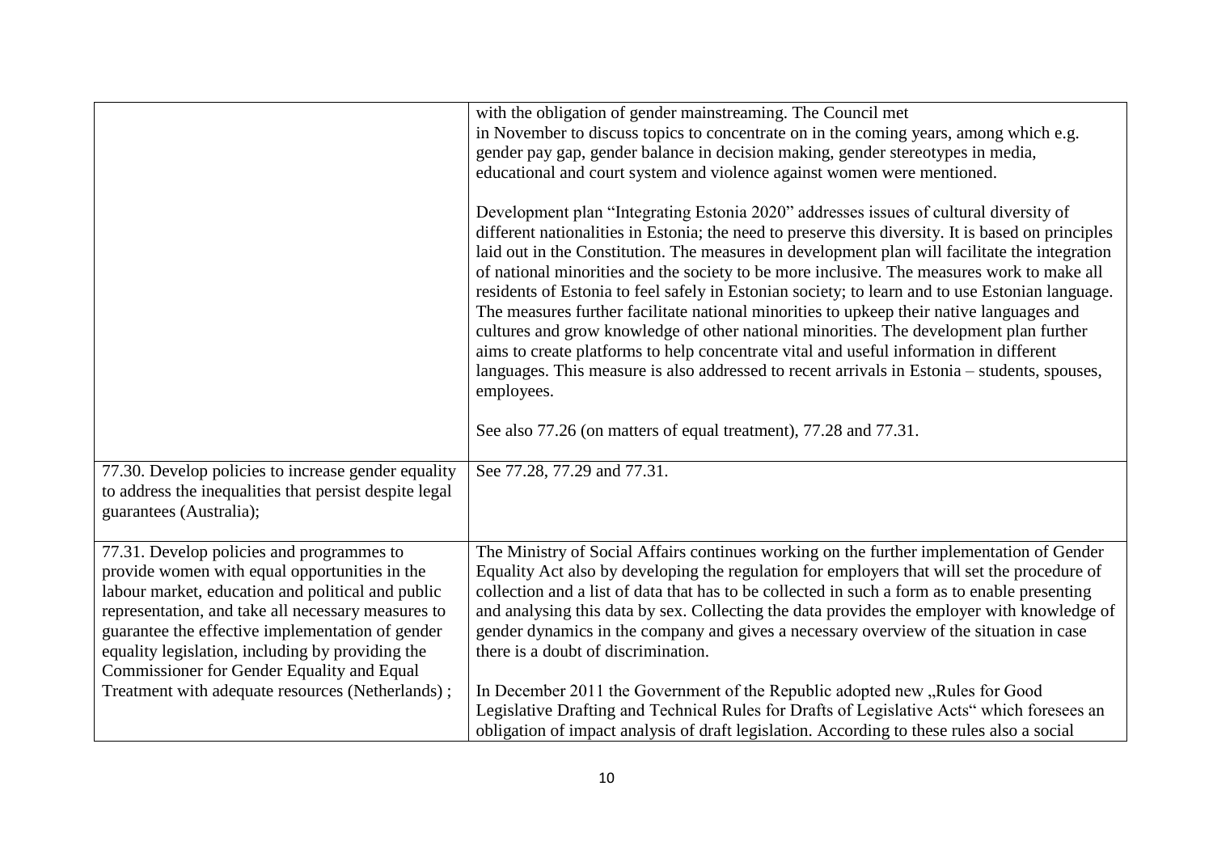| | |
|---|---|
| | with the obligation of gender mainstreaming. The Council met in November to discuss topics to concentrate on in the coming years, among which e.g. gender pay gap, gender balance in decision making, gender stereotypes in media, educational and court system and violence against women were mentioned.<br><br>Development plan "Integrating Estonia 2020" addresses issues of cultural diversity of different nationalities in Estonia; the need to preserve this diversity. It is based on principles laid out in the Constitution. The measures in development plan will facilitate the integration of national minorities and the society to be more inclusive. The measures work to make all residents of Estonia to feel safely in Estonian society; to learn and to use Estonian language. The measures further facilitate national minorities to upkeep their native languages and cultures and grow knowledge of other national minorities. The development plan further aims to create platforms to help concentrate vital and useful information in different languages. This measure is also addressed to recent arrivals in Estonia – students, spouses, employees.<br><br>See also 77.26 (on matters of equal treatment), 77.28 and 77.31. |
| 77.30. Develop policies to increase gender equality to address the inequalities that persist despite legal guarantees (Australia); | See 77.28, 77.29 and 77.31. |
| 77.31. Develop policies and programmes to provide women with equal opportunities in the labour market, education and political and public representation, and take all necessary measures to guarantee the effective implementation of gender equality legislation, including by providing the Commissioner for Gender Equality and Equal Treatment with adequate resources (Netherlands) ; | The Ministry of Social Affairs continues working on the further implementation of Gender Equality Act also by developing the regulation for employers that will set the procedure of collection and a list of data that has to be collected in such a form as to enable presenting and analysing this data by sex. Collecting the data provides the employer with knowledge of gender dynamics in the company and gives a necessary overview of the situation in case there is a doubt of discrimination.<br><br>In December 2011 the Government of the Republic adopted new „Rules for Good Legislative Drafting and Technical Rules for Drafts of Legislative Acts" which foresees an obligation of impact analysis of draft legislation. According to these rules also a social |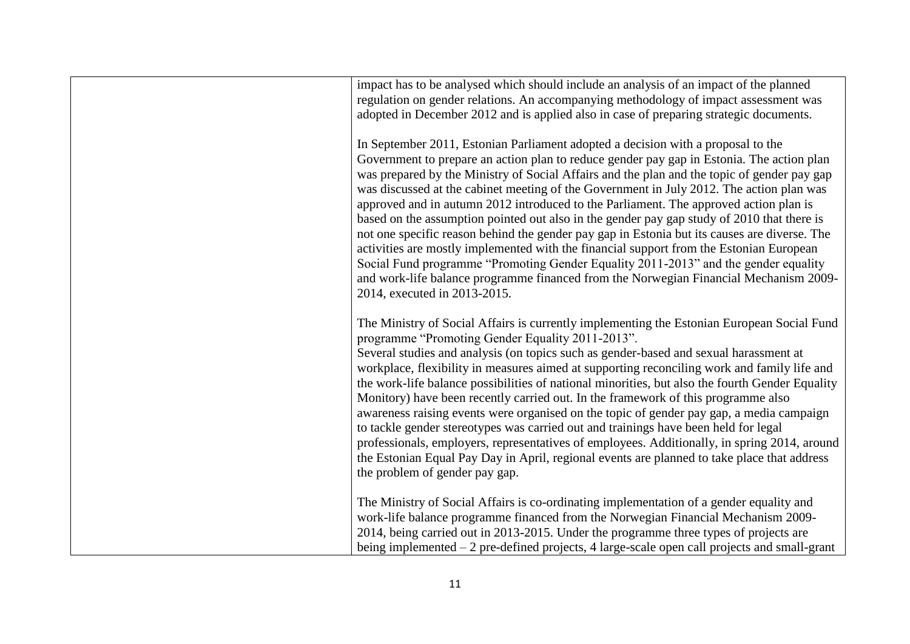| | |
|---|---|
| | impact has to be analysed which should include an analysis of an impact of the planned regulation on gender relations. An accompanying methodology of impact assessment was adopted in December 2012 and is applied also in case of preparing strategic documents.<br><br>In September 2011, Estonian Parliament adopted a decision with a proposal to the Government to prepare an action plan to reduce gender pay gap in Estonia. The action plan was prepared by the Ministry of Social Affairs and the plan and the topic of gender pay gap was discussed at the cabinet meeting of the Government in July 2012. The action plan was approved and in autumn 2012 introduced to the Parliament. The approved action plan is based on the assumption pointed out also in the gender pay gap study of 2010 that there is not one specific reason behind the gender pay gap in Estonia but its causes are diverse. The activities are mostly implemented with the financial support from the Estonian European Social Fund programme "Promoting Gender Equality 2011-2013" and the gender equality and work-life balance programme financed from the Norwegian Financial Mechanism 2009-2014, executed in 2013-2015.<br><br>The Ministry of Social Affairs is currently implementing the Estonian European Social Fund programme "Promoting Gender Equality 2011-2013".<br>Several studies and analysis (on topics such as gender-based and sexual harassment at workplace, flexibility in measures aimed at supporting reconciling work and family life and the work-life balance possibilities of national minorities, but also the fourth Gender Equality Monitory) have been recently carried out. In the framework of this programme also awareness raising events were organised on the topic of gender pay gap, a media campaign to tackle gender stereotypes was carried out and trainings have been held for legal professionals, employers, representatives of employees. Additionally, in spring 2014, around the Estonian Equal Pay Day in April, regional events are planned to take place that address the problem of gender pay gap.<br><br>The Ministry of Social Affairs is co-ordinating implementation of a gender equality and work-life balance programme financed from the Norwegian Financial Mechanism 2009-2014, being carried out in 2013-2015. Under the programme three types of projects are being implemented – 2 pre-defined projects, 4 large-scale open call projects and small-grant |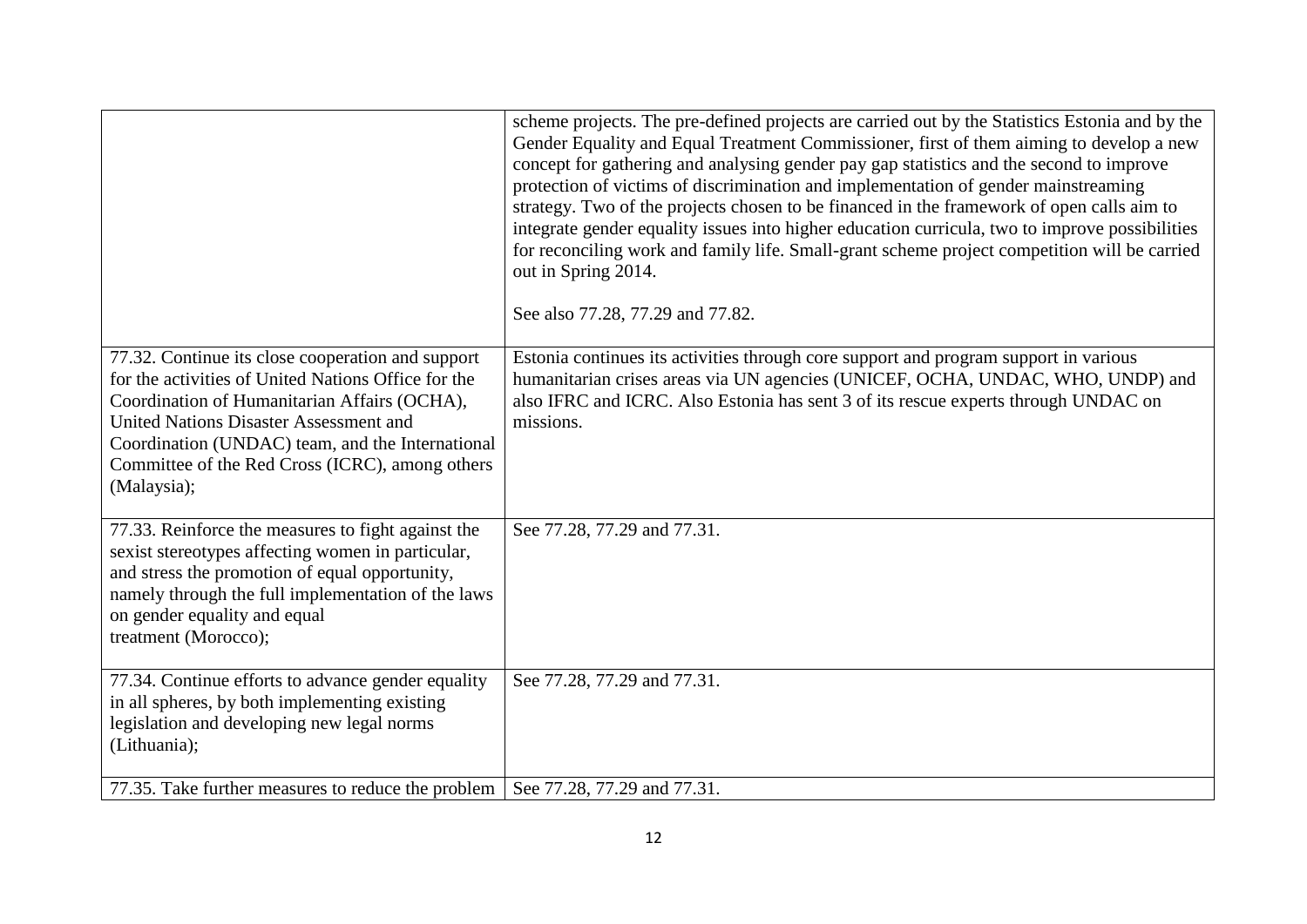| | |
|---|---|
| | scheme projects. The pre-defined projects are carried out by the Statistics Estonia and by the Gender Equality and Equal Treatment Commissioner, first of them aiming to develop a new concept for gathering and analysing gender pay gap statistics and the second to improve protection of victims of discrimination and implementation of gender mainstreaming strategy. Two of the projects chosen to be financed in the framework of open calls aim to integrate gender equality issues into higher education curricula, two to improve possibilities for reconciling work and family life. Small-grant scheme project competition will be carried out in Spring 2014.<br><br>See also 77.28, 77.29 and 77.82. |
| 77.32. Continue its close cooperation and support for the activities of United Nations Office for the Coordination of Humanitarian Affairs (OCHA), United Nations Disaster Assessment and Coordination (UNDAC) team, and the International Committee of the Red Cross (ICRC), among others (Malaysia); | Estonia continues its activities through core support and program support in various humanitarian crises areas via UN agencies (UNICEF, OCHA, UNDAC, WHO, UNDP) and also IFRC and ICRC. Also Estonia has sent 3 of its rescue experts through UNDAC on missions. |
| 77.33. Reinforce the measures to fight against the sexist stereotypes affecting women in particular, and stress the promotion of equal opportunity, namely through the full implementation of the laws on gender equality and equal treatment (Morocco); | See 77.28, 77.29 and 77.31. |
| 77.34. Continue efforts to advance gender equality in all spheres, by both implementing existing legislation and developing new legal norms (Lithuania); | See 77.28, 77.29 and 77.31. |
| 77.35. Take further measures to reduce the problem | See 77.28, 77.29 and 77.31. |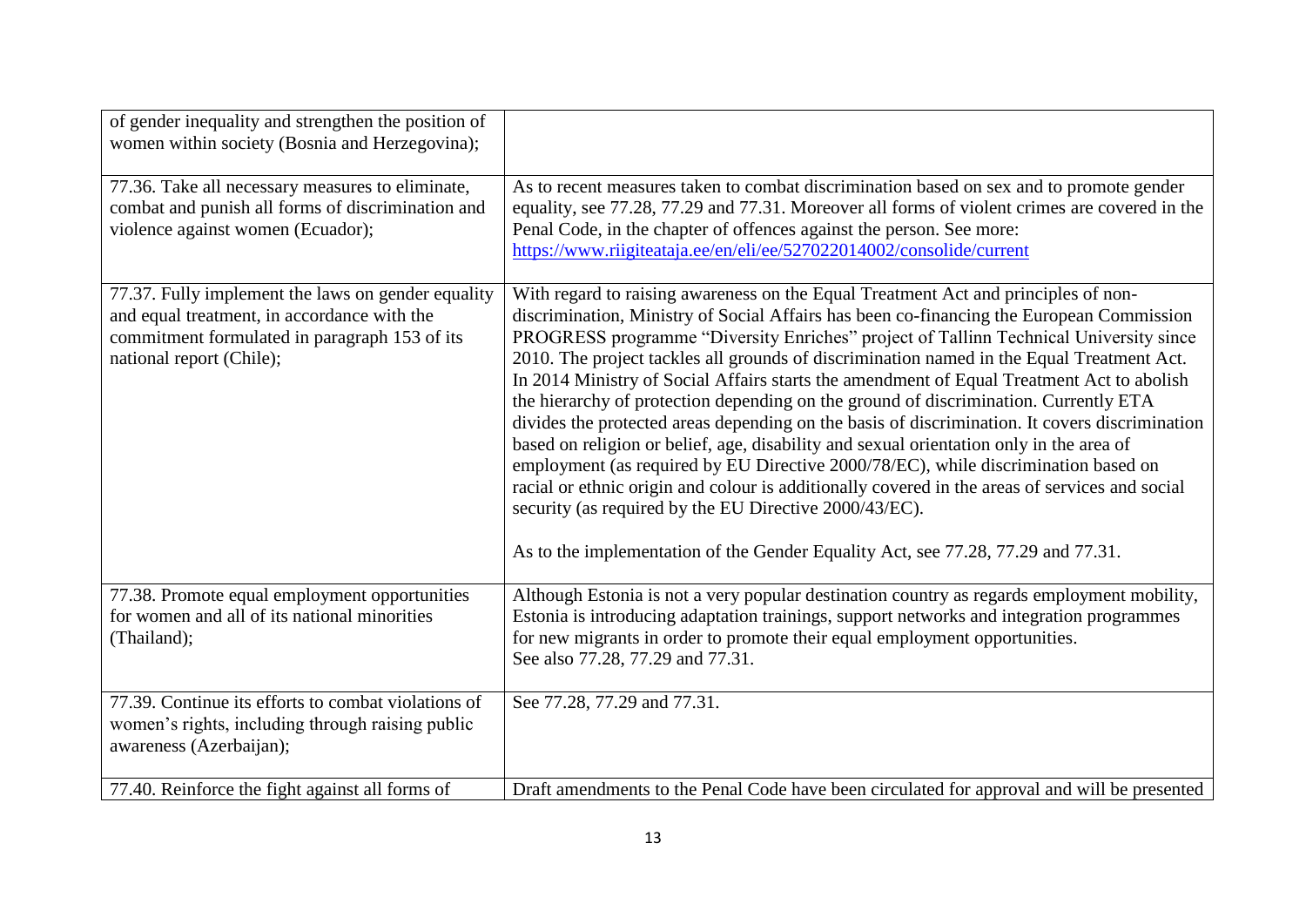| | |
|---|---|
| of gender inequality and strengthen the position of women within society (Bosnia and Herzegovina); | |
| 77.36. Take all necessary measures to eliminate, combat and punish all forms of discrimination and violence against women (Ecuador); | As to recent measures taken to combat discrimination based on sex and to promote gender equality, see 77.28, 77.29 and 77.31. Moreover all forms of violent crimes are covered in the Penal Code, in the chapter of offences against the person. See more: https://www.riigiteataja.ee/en/eli/ee/527022014002/consolide/current |
| 77.37. Fully implement the laws on gender equality and equal treatment, in accordance with the commitment formulated in paragraph 153 of its national report (Chile); | With regard to raising awareness on the Equal Treatment Act and principles of non-discrimination, Ministry of Social Affairs has been co-financing the European Commission PROGRESS programme "Diversity Enriches" project of Tallinn Technical University since 2010. The project tackles all grounds of discrimination named in the Equal Treatment Act. In 2014 Ministry of Social Affairs starts the amendment of Equal Treatment Act to abolish the hierarchy of protection depending on the ground of discrimination. Currently ETA divides the protected areas depending on the basis of discrimination. It covers discrimination based on religion or belief, age, disability and sexual orientation only in the area of employment (as required by EU Directive 2000/78/EC), while discrimination based on racial or ethnic origin and colour is additionally covered in the areas of services and social security (as required by the EU Directive 2000/43/EC).<br><br>As to the implementation of the Gender Equality Act, see 77.28, 77.29 and 77.31. |
| 77.38. Promote equal employment opportunities for women and all of its national minorities (Thailand); | Although Estonia is not a very popular destination country as regards employment mobility, Estonia is introducing adaptation trainings, support networks and integration programmes for new migrants in order to promote their equal employment opportunities.<br>See also 77.28, 77.29 and 77.31. |
| 77.39. Continue its efforts to combat violations of women's rights, including through raising public awareness (Azerbaijan); | See 77.28, 77.29 and 77.31. |
| 77.40. Reinforce the fight against all forms of | Draft amendments to the Penal Code have been circulated for approval and will be presented |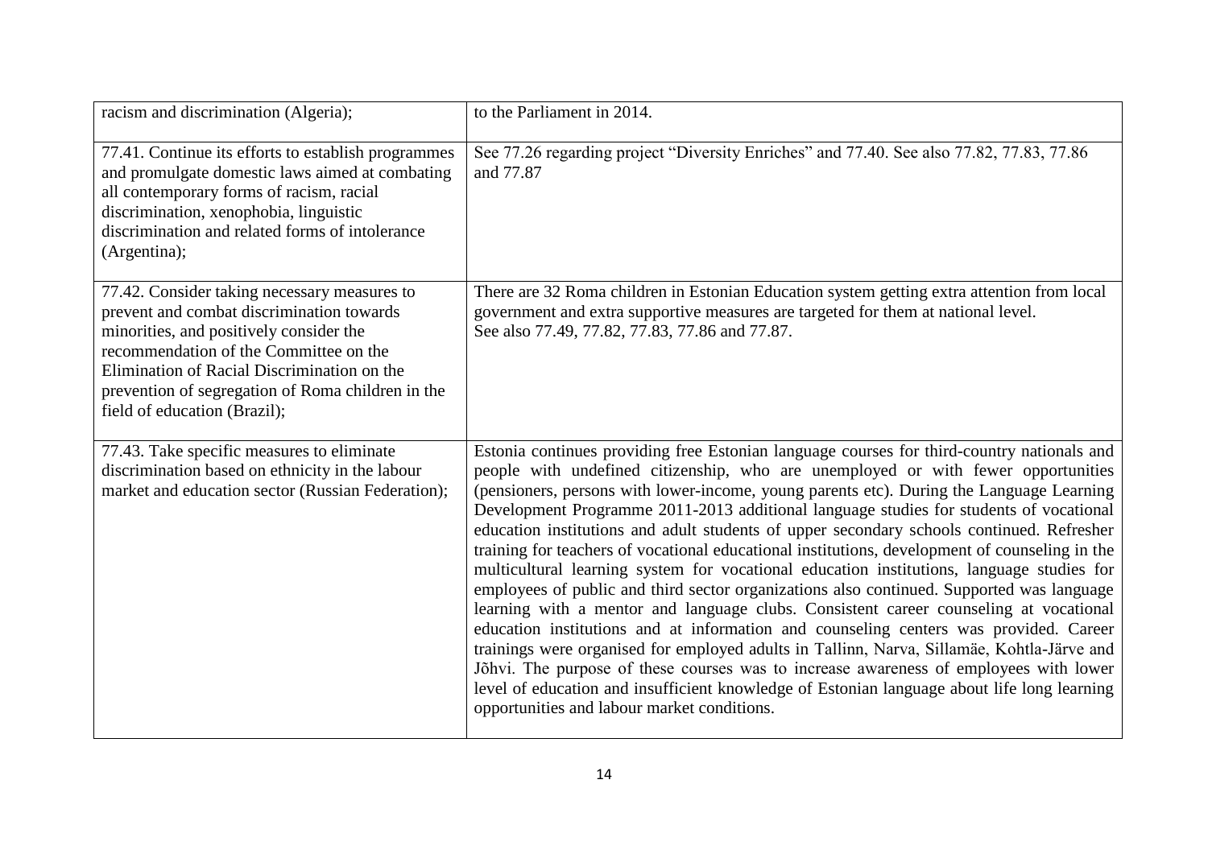| | |
|---|---|
| racism and discrimination (Algeria); | to the Parliament in 2014. |
| 77.41. Continue its efforts to establish programmes and promulgate domestic laws aimed at combating all contemporary forms of racism, racial discrimination, xenophobia, linguistic discrimination and related forms of intolerance (Argentina); | See 77.26 regarding project "Diversity Enriches" and 77.40. See also 77.82, 77.83, 77.86 and 77.87 |
| 77.42. Consider taking necessary measures to prevent and combat discrimination towards minorities, and positively consider the recommendation of the Committee on the Elimination of Racial Discrimination on the prevention of segregation of Roma children in the field of education (Brazil); | There are 32 Roma children in Estonian Education system getting extra attention from local government and extra supportive measures are targeted for them at national level. See also 77.49, 77.82, 77.83, 77.86 and 77.87. |
| 77.43. Take specific measures to eliminate discrimination based on ethnicity in the labour market and education sector (Russian Federation); | Estonia continues providing free Estonian language courses for third-country nationals and people with undefined citizenship, who are unemployed or with fewer opportunities (pensioners, persons with lower-income, young parents etc). During the Language Learning Development Programme 2011-2013 additional language studies for students of vocational education institutions and adult students of upper secondary schools continued. Refresher training for teachers of vocational educational institutions, development of counseling in the multicultural learning system for vocational education institutions, language studies for employees of public and third sector organizations also continued. Supported was language learning with a mentor and language clubs. Consistent career counseling at vocational education institutions and at information and counseling centers was provided. Career trainings were organised for employed adults in Tallinn, Narva, Sillamäe, Kohtla-Järve and Jõhvi. The purpose of these courses was to increase awareness of employees with lower level of education and insufficient knowledge of Estonian language about life long learning opportunities and labour market conditions. |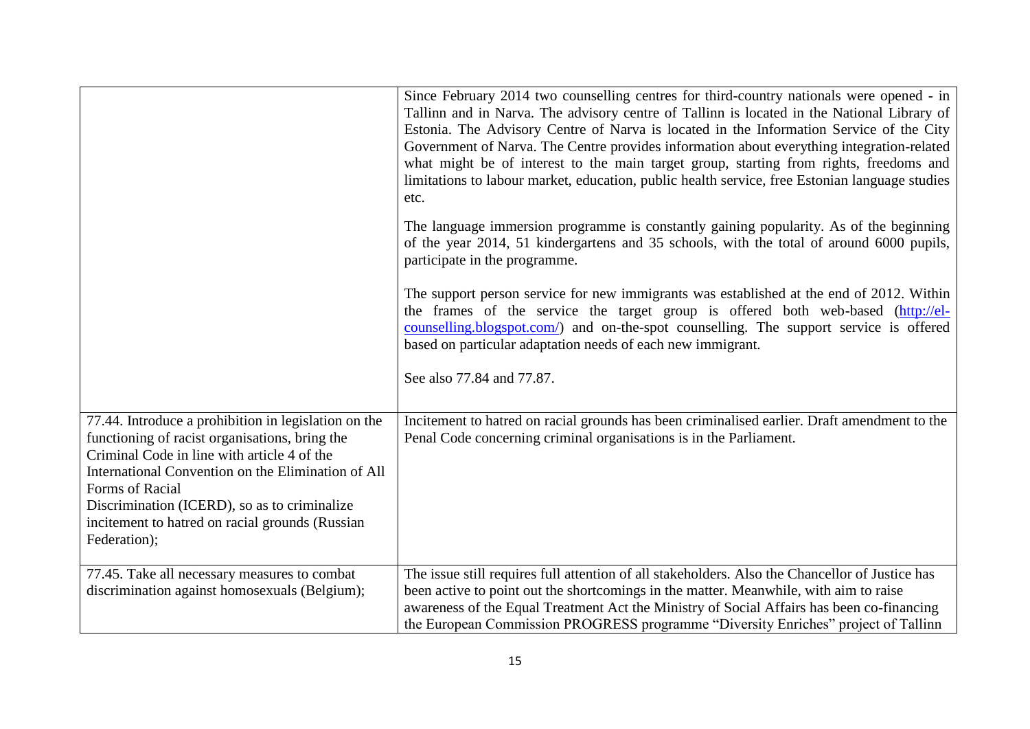| | |
|---|---|
| | Since February 2014 two counselling centres for third-country nationals were opened - in Tallinn and in Narva. The advisory centre of Tallinn is located in the National Library of Estonia. The Advisory Centre of Narva is located in the Information Service of the City Government of Narva. The Centre provides information about everything integration-related what might be of interest to the main target group, starting from rights, freedoms and limitations to labour market, education, public health service, free Estonian language studies etc.<br><br>The language immersion programme is constantly gaining popularity. As of the beginning of the year 2014, 51 kindergartens and 35 schools, with the total of around 6000 pupils, participate in the programme.<br><br>The support person service for new immigrants was established at the end of 2012. Within the frames of the service the target group is offered both web-based (http://el-counselling.blogspot.com/) and on-the-spot counselling. The support service is offered based on particular adaptation needs of each new immigrant.<br><br>See also 77.84 and 77.87. |
| 77.44. Introduce a prohibition in legislation on the functioning of racist organisations, bring the Criminal Code in line with article 4 of the International Convention on the Elimination of All Forms of Racial Discrimination (ICERD), so as to criminalize incitement to hatred on racial grounds (Russian Federation); | Incitement to hatred on racial grounds has been criminalised earlier. Draft amendment to the Penal Code concerning criminal organisations is in the Parliament. |
| 77.45. Take all necessary measures to combat discrimination against homosexuals (Belgium); | The issue still requires full attention of all stakeholders. Also the Chancellor of Justice has been active to point out the shortcomings in the matter. Meanwhile, with aim to raise awareness of the Equal Treatment Act the Ministry of Social Affairs has been co-financing the European Commission PROGRESS programme "Diversity Enriches" project of Tallinn |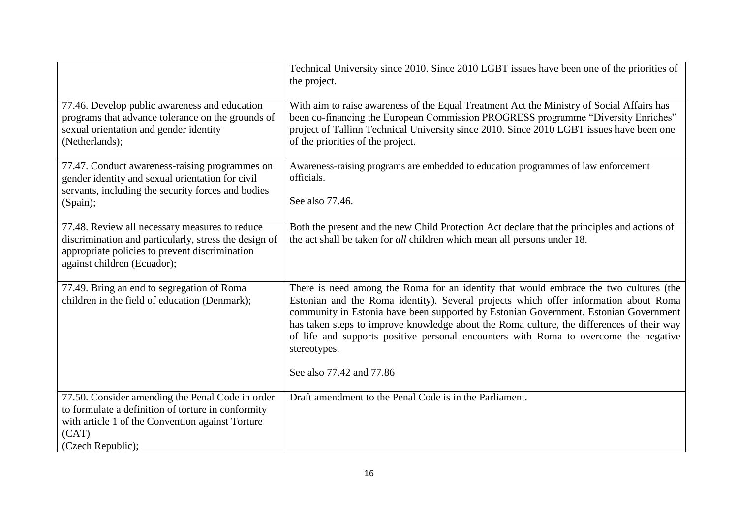| | |
|---|---|
| | Technical University since 2010. Since 2010 LGBT issues have been one of the priorities of the project. |
| 77.46. Develop public awareness and education programs that advance tolerance on the grounds of sexual orientation and gender identity (Netherlands); | With aim to raise awareness of the Equal Treatment Act the Ministry of Social Affairs has been co-financing the European Commission PROGRESS programme "Diversity Enriches" project of Tallinn Technical University since 2010. Since 2010 LGBT issues have been one of the priorities of the project. |
| 77.47. Conduct awareness-raising programmes on gender identity and sexual orientation for civil servants, including the security forces and bodies (Spain); | Awareness-raising programs are embedded to education programmes of law enforcement officials.<br><br>See also 77.46. |
| 77.48. Review all necessary measures to reduce discrimination and particularly, stress the design of appropriate policies to prevent discrimination against children (Ecuador); | Both the present and the new Child Protection Act declare that the principles and actions of the act shall be taken for *all* children which mean all persons under 18. |
| 77.49. Bring an end to segregation of Roma children in the field of education (Denmark); | There is need among the Roma for an identity that would embrace the two cultures (the Estonian and the Roma identity). Several projects which offer information about Roma community in Estonia have been supported by Estonian Government. Estonian Government has taken steps to improve knowledge about the Roma culture, the differences of their way of life and supports positive personal encounters with Roma to overcome the negative stereotypes.<br><br>See also 77.42 and 77.86 |
| 77.50. Consider amending the Penal Code in order to formulate a definition of torture in conformity with article 1 of the Convention against Torture (CAT)<br>(Czech Republic); | Draft amendment to the Penal Code is in the Parliament. |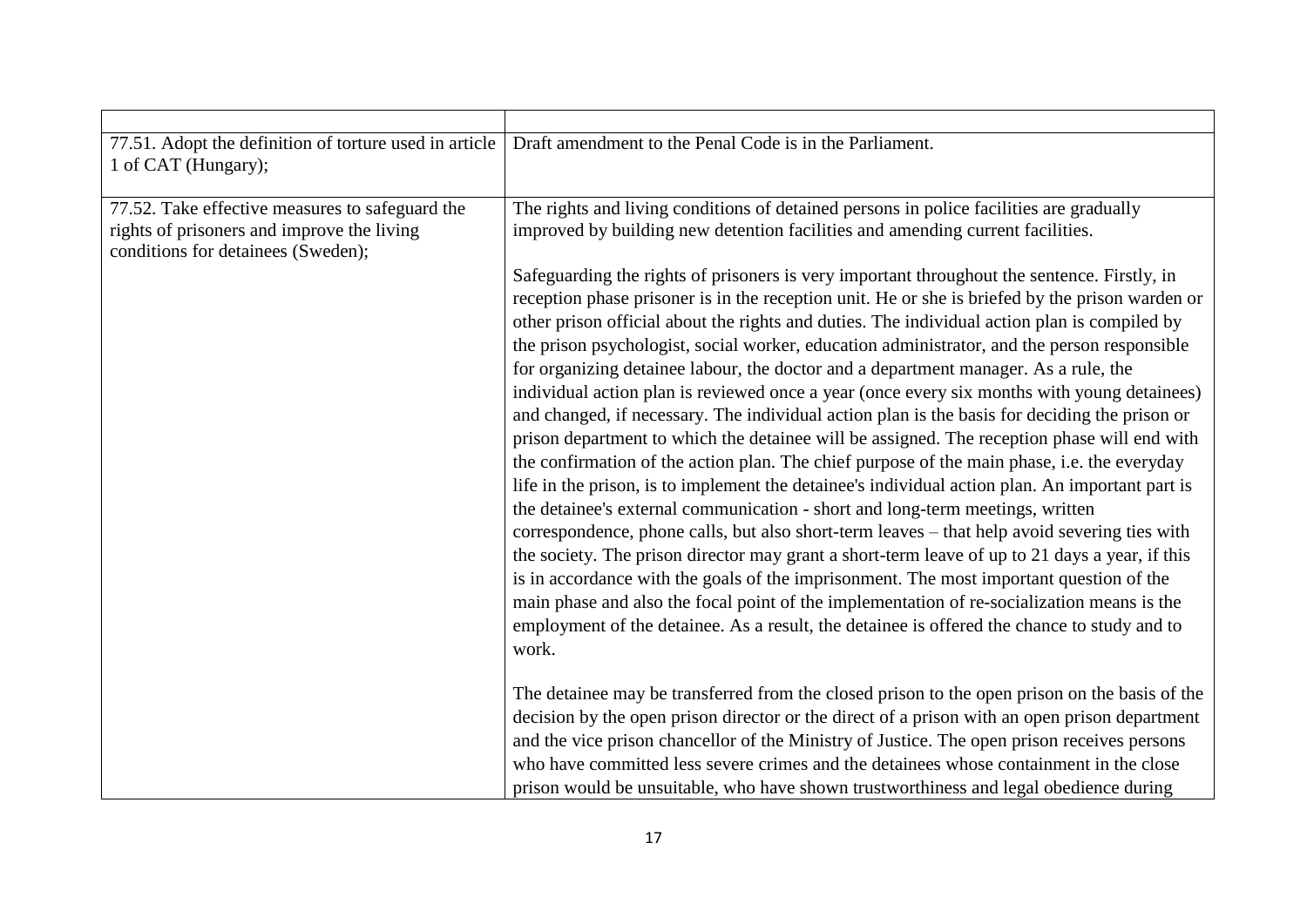| | |
|---|---|
| 77.51. Adopt the definition of torture used in article 1 of CAT (Hungary); | Draft amendment to the Penal Code is in the Parliament. |
| 77.52. Take effective measures to safeguard the rights of prisoners and improve the living conditions for detainees (Sweden); | The rights and living conditions of detained persons in police facilities are gradually improved by building new detention facilities and amending current facilities.<br><br>Safeguarding the rights of prisoners is very important throughout the sentence. Firstly, in reception phase prisoner is in the reception unit. He or she is briefed by the prison warden or other prison official about the rights and duties. The individual action plan is compiled by the prison psychologist, social worker, education administrator, and the person responsible for organizing detainee labour, the doctor and a department manager. As a rule, the individual action plan is reviewed once a year (once every six months with young detainees) and changed, if necessary. The individual action plan is the basis for deciding the prison or prison department to which the detainee will be assigned. The reception phase will end with the confirmation of the action plan. The chief purpose of the main phase, i.e. the everyday life in the prison, is to implement the detainee's individual action plan. An important part is the detainee's external communication - short and long-term meetings, written correspondence, phone calls, but also short-term leaves – that help avoid severing ties with the society. The prison director may grant a short-term leave of up to 21 days a year, if this is in accordance with the goals of the imprisonment. The most important question of the main phase and also the focal point of the implementation of re-socialization means is the employment of the detainee. As a result, the detainee is offered the chance to study and to work.<br><br>The detainee may be transferred from the closed prison to the open prison on the basis of the decision by the open prison director or the direct of a prison with an open prison department and the vice prison chancellor of the Ministry of Justice. The open prison receives persons who have committed less severe crimes and the detainees whose containment in the close prison would be unsuitable, who have shown trustworthiness and legal obedience during |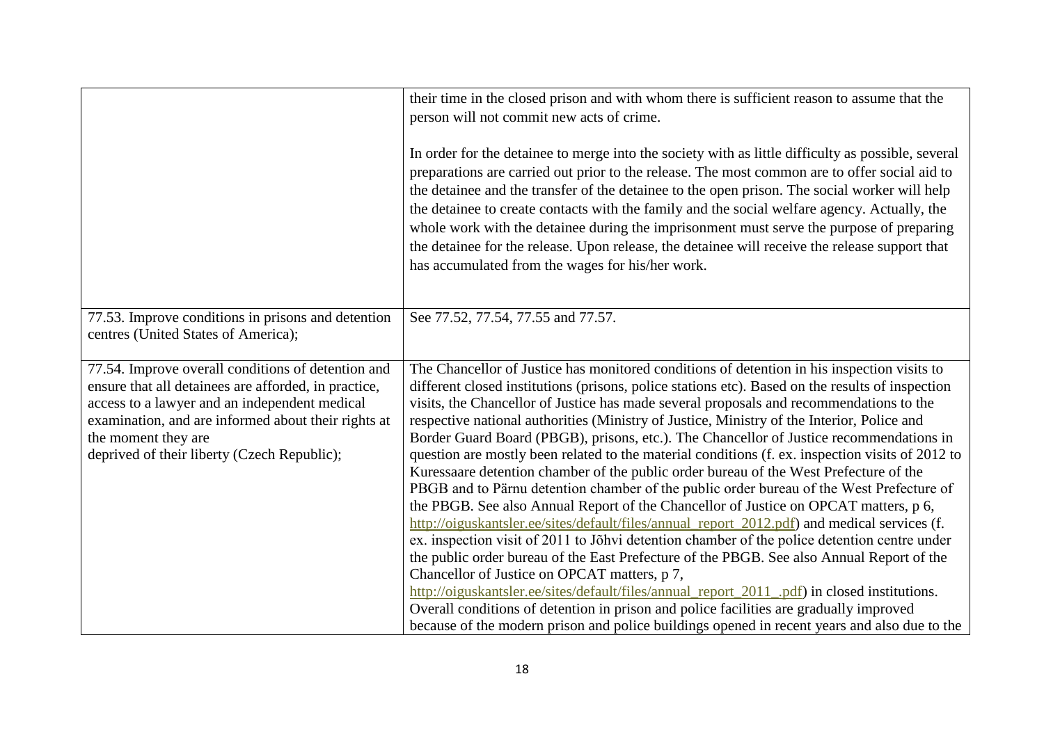| | |
|---|---|
| | their time in the closed prison and with whom there is sufficient reason to assume that the person will not commit new acts of crime.<br><br>In order for the detainee to merge into the society with as little difficulty as possible, several preparations are carried out prior to the release. The most common are to offer social aid to the detainee and the transfer of the detainee to the open prison. The social worker will help the detainee to create contacts with the family and the social welfare agency. Actually, the whole work with the detainee during the imprisonment must serve the purpose of preparing the detainee for the release. Upon release, the detainee will receive the release support that has accumulated from the wages for his/her work. |
| 77.53. Improve conditions in prisons and detention centres (United States of America); | See 77.52, 77.54, 77.55 and 77.57. |
| 77.54. Improve overall conditions of detention and ensure that all detainees are afforded, in practice, access to a lawyer and an independent medical examination, and are informed about their rights at the moment they are deprived of their liberty (Czech Republic); | The Chancellor of Justice has monitored conditions of detention in his inspection visits to different closed institutions (prisons, police stations etc). Based on the results of inspection visits, the Chancellor of Justice has made several proposals and recommendations to the respective national authorities (Ministry of Justice, Ministry of the Interior, Police and Border Guard Board (PBGB), prisons, etc.). The Chancellor of Justice recommendations in question are mostly been related to the material conditions (f. ex. inspection visits of 2012 to Kuressaare detention chamber of the public order bureau of the West Prefecture of the PBGB and to Pärnu detention chamber of the public order bureau of the West Prefecture of the PBGB. See also Annual Report of the Chancellor of Justice on OPCAT matters, p 6, http://oiguskantsler.ee/sites/default/files/annual_report_2012.pdf) and medical services (f. ex. inspection visit of 2011 to Jõhvi detention chamber of the police detention centre under the public order bureau of the East Prefecture of the PBGB. See also Annual Report of the Chancellor of Justice on OPCAT matters, p 7, http://oiguskantsler.ee/sites/default/files/annual_report_2011_.pdf) in closed institutions. Overall conditions of detention in prison and police facilities are gradually improved because of the modern prison and police buildings opened in recent years and also due to the |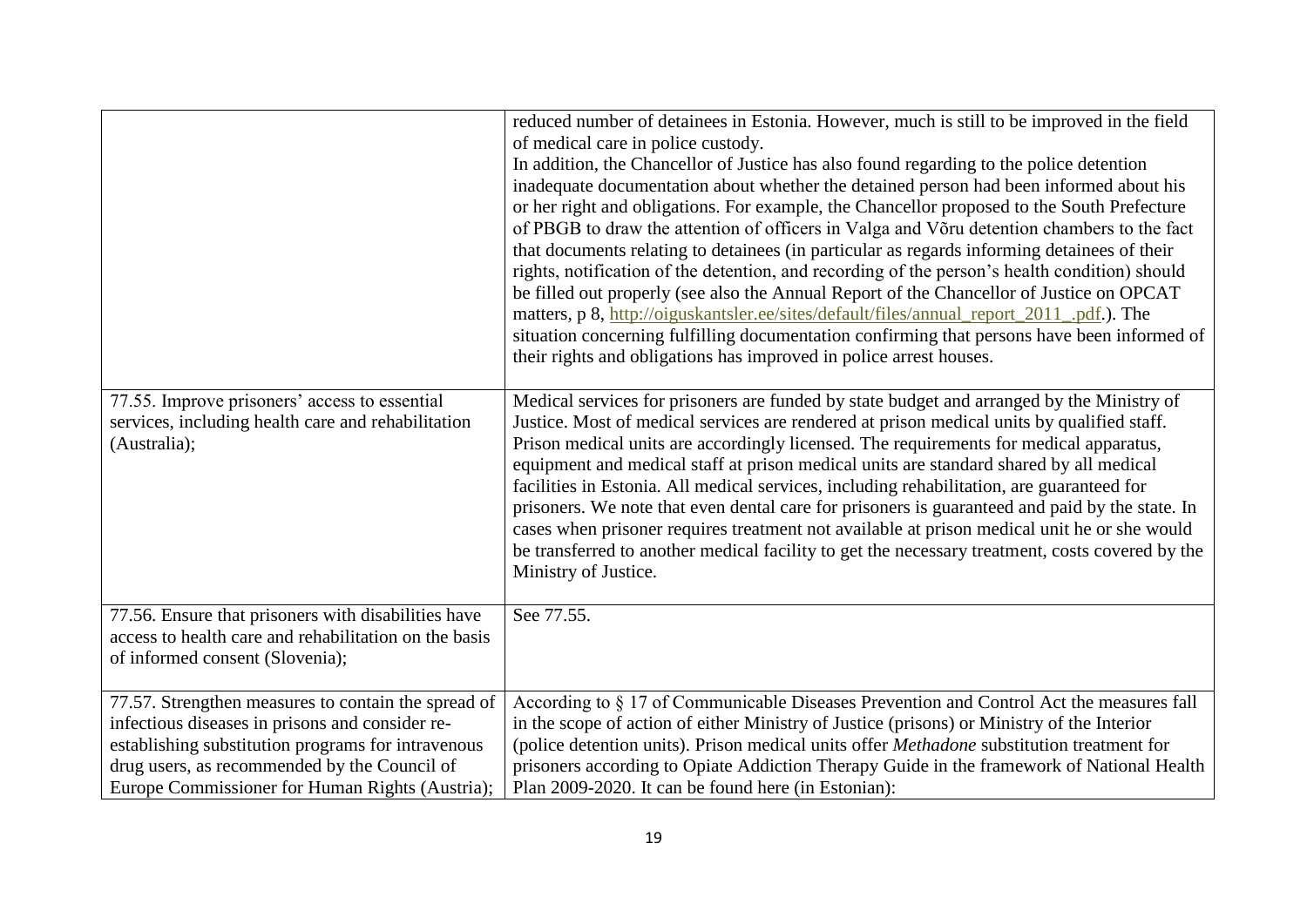| | |
|---|---|
| | reduced number of detainees in Estonia. However, much is still to be improved in the field of medical care in police custody.<br>In addition, the Chancellor of Justice has also found regarding to the police detention inadequate documentation about whether the detained person had been informed about his or her right and obligations. For example, the Chancellor proposed to the South Prefecture of PBGB to draw the attention of officers in Valga and Võru detention chambers to the fact that documents relating to detainees (in particular as regards informing detainees of their rights, notification of the detention, and recording of the person's health condition) should be filled out properly (see also the Annual Report of the Chancellor of Justice on OPCAT matters, p 8, [http://oiguskantsler.ee/sites/default/files/annual_report_2011_.pdf](http://oiguskantsler.ee/sites/default/files/annual_report_2011_.pdf).). The situation concerning fulfilling documentation confirming that persons have been informed of their rights and obligations has improved in police arrest houses. |
| 77.55. Improve prisoners' access to essential services, including health care and rehabilitation (Australia); | Medical services for prisoners are funded by state budget and arranged by the Ministry of Justice. Most of medical services are rendered at prison medical units by qualified staff. Prison medical units are accordingly licensed. The requirements for medical apparatus, equipment and medical staff at prison medical units are standard shared by all medical facilities in Estonia. All medical services, including rehabilitation, are guaranteed for prisoners. We note that even dental care for prisoners is guaranteed and paid by the state. In cases when prisoner requires treatment not available at prison medical unit he or she would be transferred to another medical facility to get the necessary treatment, costs covered by the Ministry of Justice. |
| 77.56. Ensure that prisoners with disabilities have access to health care and rehabilitation on the basis of informed consent (Slovenia); | See 77.55. |
| 77.57. Strengthen measures to contain the spread of infectious diseases in prisons and consider re-establishing substitution programs for intravenous drug users, as recommended by the Council of Europe Commissioner for Human Rights (Austria); | According to § 17 of Communicable Diseases Prevention and Control Act the measures fall in the scope of action of either Ministry of Justice (prisons) or Ministry of the Interior (police detention units). Prison medical units offer *Methadone* substitution treatment for prisoners according to Opiate Addiction Therapy Guide in the framework of National Health Plan 2009-2020. It can be found here (in Estonian): |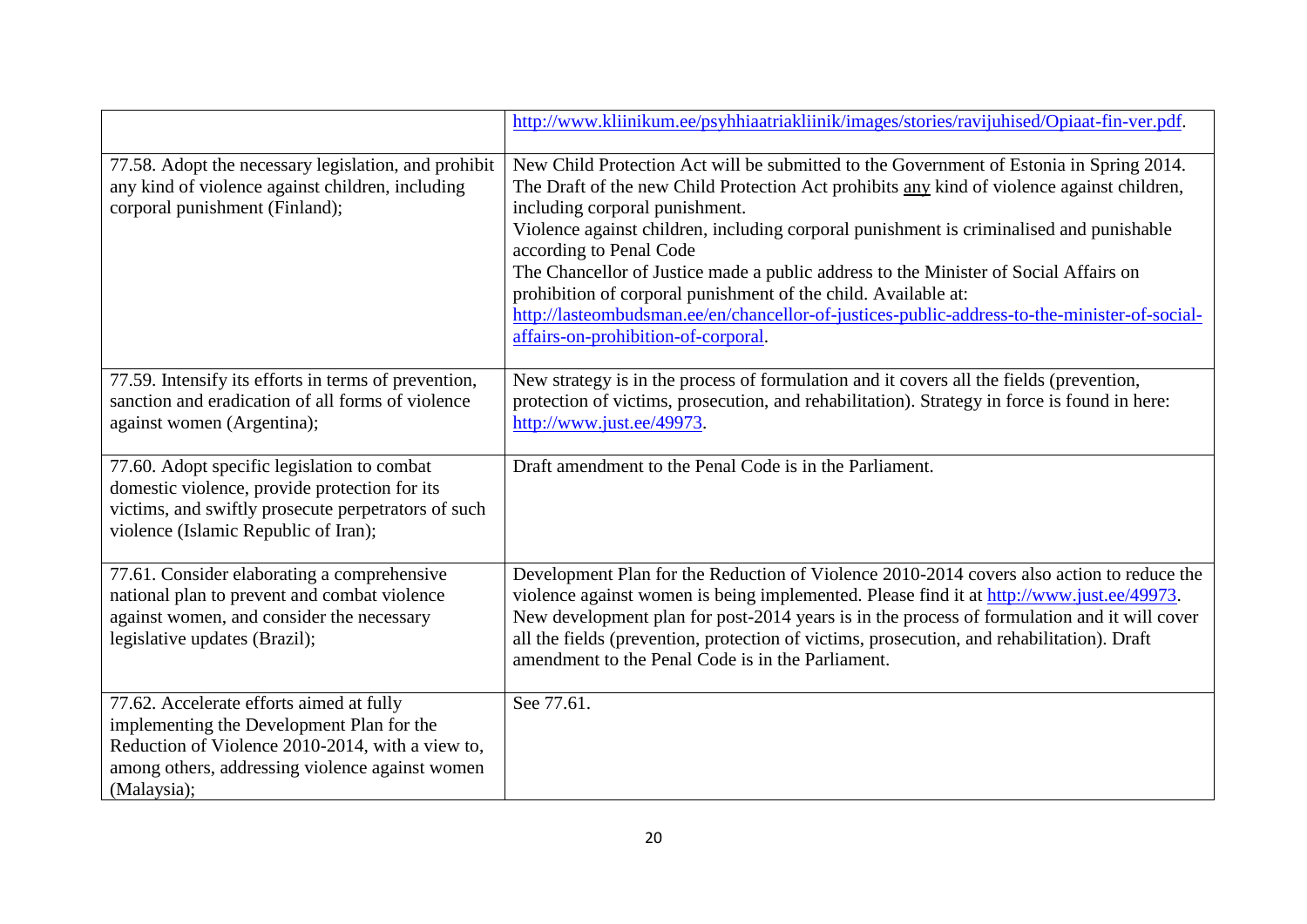| | |
|---|---|
| | http://www.kliinikum.ee/psyhhiaatriakliinik/images/stories/ravijuhised/Opiaat-fin-ver.pdf. |
| 77.58. Adopt the necessary legislation, and prohibit any kind of violence against children, including corporal punishment (Finland); | New Child Protection Act will be submitted to the Government of Estonia in Spring 2014. The Draft of the new Child Protection Act prohibits any kind of violence against children, including corporal punishment.<br>Violence against children, including corporal punishment is criminalised and punishable according to Penal Code<br>The Chancellor of Justice made a public address to the Minister of Social Affairs on prohibition of corporal punishment of the child. Available at: http://lasteombudsman.ee/en/chancellor-of-justices-public-address-to-the-minister-of-social-affairs-on-prohibition-of-corporal. |
| 77.59. Intensify its efforts in terms of prevention, sanction and eradication of all forms of violence against women (Argentina); | New strategy is in the process of formulation and it covers all the fields (prevention, protection of victims, prosecution, and rehabilitation). Strategy in force is found in here: http://www.just.ee/49973. |
| 77.60. Adopt specific legislation to combat domestic violence, provide protection for its victims, and swiftly prosecute perpetrators of such violence (Islamic Republic of Iran); | Draft amendment to the Penal Code is in the Parliament. |
| 77.61. Consider elaborating a comprehensive national plan to prevent and combat violence against women, and consider the necessary legislative updates (Brazil); | Development Plan for the Reduction of Violence 2010-2014 covers also action to reduce the violence against women is being implemented. Please find it at http://www.just.ee/49973. New development plan for post-2014 years is in the process of formulation and it will cover all the fields (prevention, protection of victims, prosecution, and rehabilitation). Draft amendment to the Penal Code is in the Parliament. |
| 77.62. Accelerate efforts aimed at fully implementing the Development Plan for the Reduction of Violence 2010-2014, with a view to, among others, addressing violence against women (Malaysia); | See 77.61. |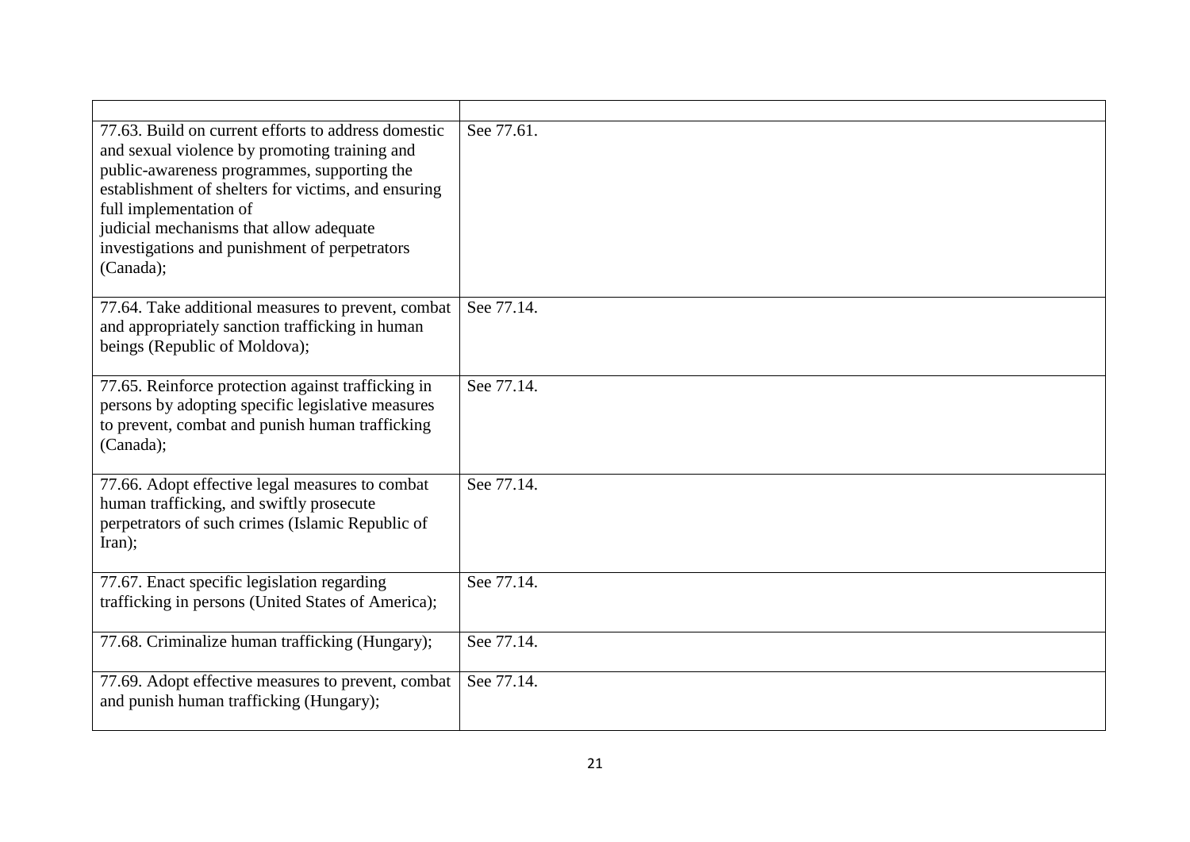| | |
|---|---|
| 77.63. Build on current efforts to address domestic and sexual violence by promoting training and public-awareness programmes, supporting the establishment of shelters for victims, and ensuring full implementation of judicial mechanisms that allow adequate investigations and punishment of perpetrators (Canada); | See 77.61. |
| 77.64. Take additional measures to prevent, combat and appropriately sanction trafficking in human beings (Republic of Moldova); | See 77.14. |
| 77.65. Reinforce protection against trafficking in persons by adopting specific legislative measures to prevent, combat and punish human trafficking (Canada); | See 77.14. |
| 77.66. Adopt effective legal measures to combat human trafficking, and swiftly prosecute perpetrators of such crimes (Islamic Republic of Iran); | See 77.14. |
| 77.67. Enact specific legislation regarding trafficking in persons (United States of America); | See 77.14. |
| 77.68. Criminalize human trafficking (Hungary); | See 77.14. |
| 77.69. Adopt effective measures to prevent, combat and punish human trafficking (Hungary); | See 77.14. |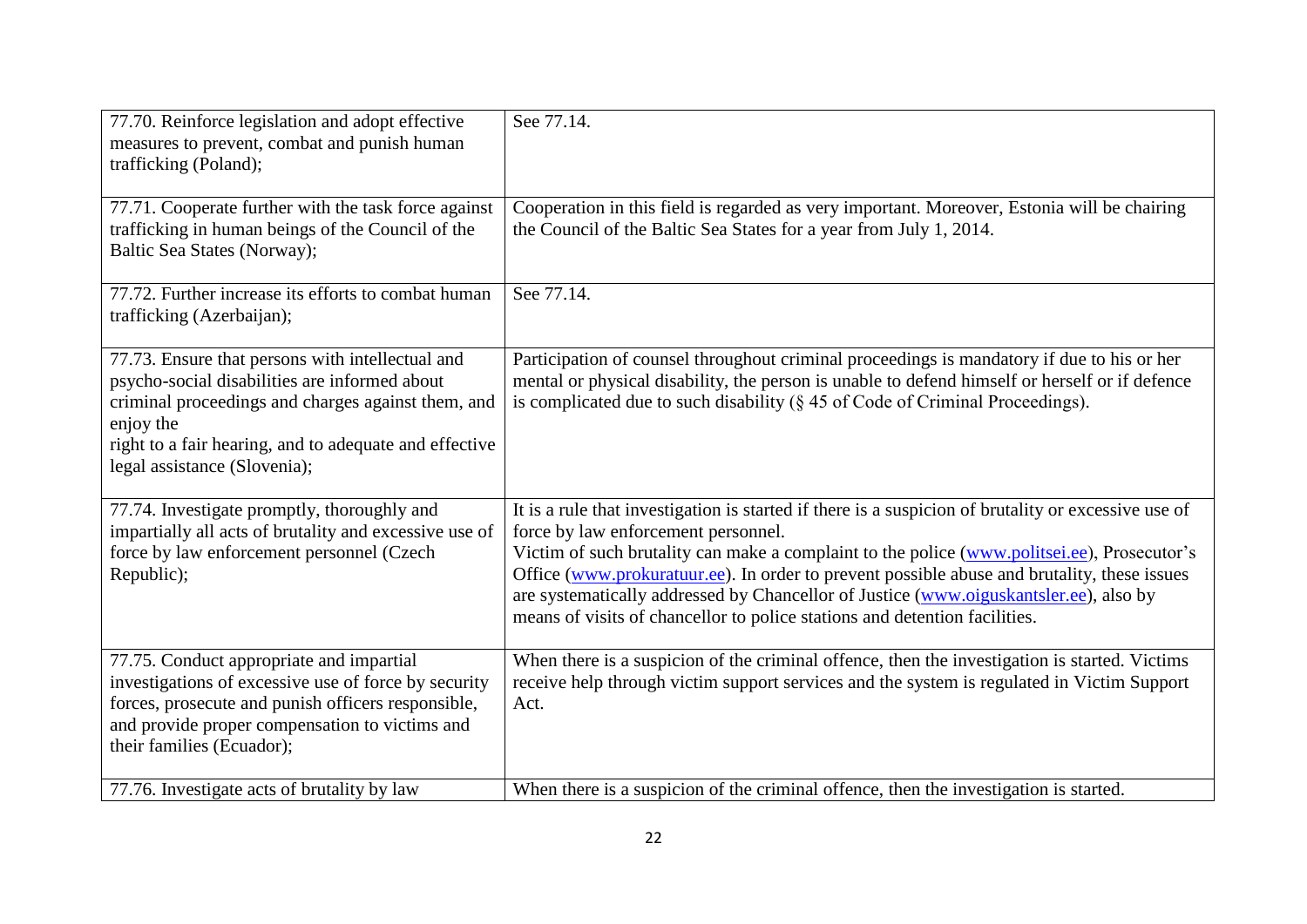| | |
|---|---|
| 77.70. Reinforce legislation and adopt effective measures to prevent, combat and punish human trafficking (Poland); | See 77.14. |
| 77.71. Cooperate further with the task force against trafficking in human beings of the Council of the Baltic Sea States (Norway); | Cooperation in this field is regarded as very important. Moreover, Estonia will be chairing the Council of the Baltic Sea States for a year from July 1, 2014. |
| 77.72. Further increase its efforts to combat human trafficking (Azerbaijan); | See 77.14. |
| 77.73. Ensure that persons with intellectual and psycho-social disabilities are informed about criminal proceedings and charges against them, and enjoy the right to a fair hearing, and to adequate and effective legal assistance (Slovenia); | Participation of counsel throughout criminal proceedings is mandatory if due to his or her mental or physical disability, the person is unable to defend himself or herself or if defence is complicated due to such disability (§ 45 of Code of Criminal Proceedings). |
| 77.74. Investigate promptly, thoroughly and impartially all acts of brutality and excessive use of force by law enforcement personnel (Czech Republic); | It is a rule that investigation is started if there is a suspicion of brutality or excessive use of force by law enforcement personnel. Victim of such brutality can make a complaint to the police (www.politsei.ee), Prosecutor's Office (www.prokuratuur.ee). In order to prevent possible abuse and brutality, these issues are systematically addressed by Chancellor of Justice (www.oiguskantsler.ee), also by means of visits of chancellor to police stations and detention facilities. |
| 77.75. Conduct appropriate and impartial investigations of excessive use of force by security forces, prosecute and punish officers responsible, and provide proper compensation to victims and their families (Ecuador); | When there is a suspicion of the criminal offence, then the investigation is started. Victims receive help through victim support services and the system is regulated in Victim Support Act. |
| 77.76. Investigate acts of brutality by law | When there is a suspicion of the criminal offence, then the investigation is started. |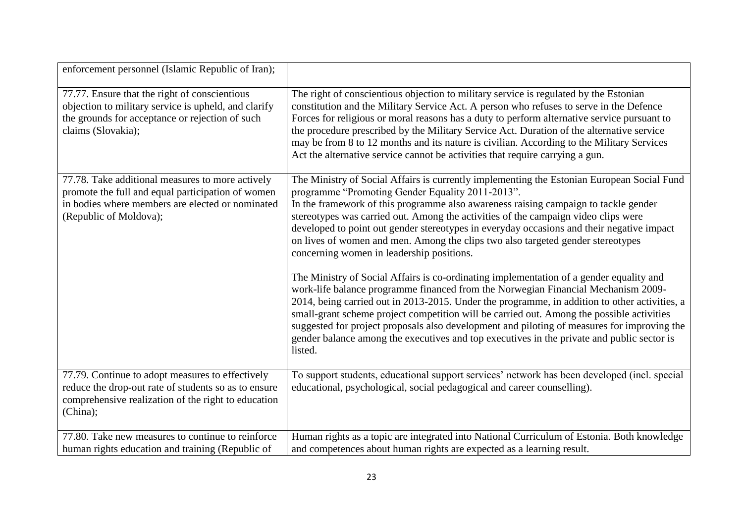| | |
|---|---|
| enforcement personnel (Islamic Republic of Iran); | |
| 77.77. Ensure that the right of conscientious objection to military service is upheld, and clarify the grounds for acceptance or rejection of such claims (Slovakia); | The right of conscientious objection to military service is regulated by the Estonian constitution and the Military Service Act. A person who refuses to serve in the Defence Forces for religious or moral reasons has a duty to perform alternative service pursuant to the procedure prescribed by the Military Service Act. Duration of the alternative service may be from 8 to 12 months and its nature is civilian. According to the Military Services Act the alternative service cannot be activities that require carrying a gun. |
| 77.78. Take additional measures to more actively promote the full and equal participation of women in bodies where members are elected or nominated (Republic of Moldova); | The Ministry of Social Affairs is currently implementing the Estonian European Social Fund programme "Promoting Gender Equality 2011-2013".<br>In the framework of this programme also awareness raising campaign to tackle gender stereotypes was carried out. Among the activities of the campaign video clips were developed to point out gender stereotypes in everyday occasions and their negative impact on lives of women and men. Among the clips two also targeted gender stereotypes concerning women in leadership positions.<br><br>The Ministry of Social Affairs is co-ordinating implementation of a gender equality and work-life balance programme financed from the Norwegian Financial Mechanism 2009-2014, being carried out in 2013-2015. Under the programme, in addition to other activities, a small-grant scheme project competition will be carried out. Among the possible activities suggested for project proposals also development and piloting of measures for improving the gender balance among the executives and top executives in the private and public sector is listed. |
| 77.79. Continue to adopt measures to effectively reduce the drop-out rate of students so as to ensure comprehensive realization of the right to education (China); | To support students, educational support services' network has been developed (incl. special educational, psychological, social pedagogical and career counselling). |
| 77.80. Take new measures to continue to reinforce human rights education and training (Republic of | Human rights as a topic are integrated into National Curriculum of Estonia. Both knowledge and competences about human rights are expected as a learning result. |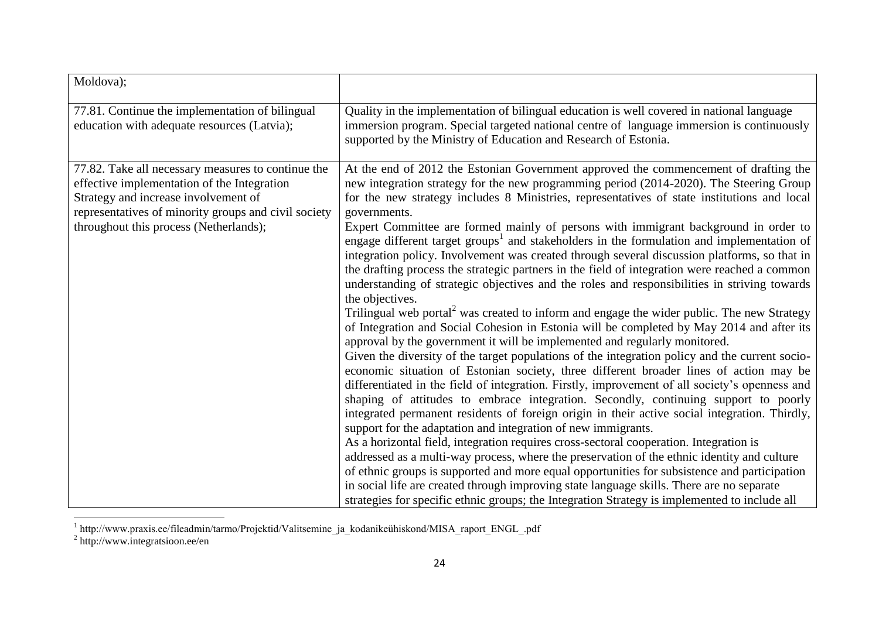| | |
|---|---|
| Moldova); | |
| 77.81. Continue the implementation of bilingual education with adequate resources (Latvia); | Quality in the implementation of bilingual education is well covered in national language immersion program. Special targeted national centre of language immersion is continuously supported by the Ministry of Education and Research of Estonia. |
| 77.82. Take all necessary measures to continue the effective implementation of the Integration Strategy and increase involvement of representatives of minority groups and civil society throughout this process (Netherlands); | At the end of 2012 the Estonian Government approved the commencement of drafting the new integration strategy for the new programming period (2014-2020). The Steering Group for the new strategy includes 8 Ministries, representatives of state institutions and local governments.<br>Expert Committee are formed mainly of persons with immigrant background in order to engage different target groups[1] and stakeholders in the formulation and implementation of integration policy. Involvement was created through several discussion platforms, so that in the drafting process the strategic partners in the field of integration were reached a common understanding of strategic objectives and the roles and responsibilities in striving towards the objectives.<br>Trilingual web portal[2] was created to inform and engage the wider public. The new Strategy of Integration and Social Cohesion in Estonia will be completed by May 2014 and after its approval by the government it will be implemented and regularly monitored.<br>Given the diversity of the target populations of the integration policy and the current socio-economic situation of Estonian society, three different broader lines of action may be differentiated in the field of integration. Firstly, improvement of all society's openness and shaping of attitudes to embrace integration. Secondly, continuing support to poorly integrated permanent residents of foreign origin in their active social integration. Thirdly, support for the adaptation and integration of new immigrants.<br>As a horizontal field, integration requires cross-sectoral cooperation. Integration is addressed as a multi-way process, where the preservation of the ethnic identity and culture of ethnic groups is supported and more equal opportunities for subsistence and participation in social life are created through improving state language skills. There are no separate strategies for specific ethnic groups; the Integration Strategy is implemented to include all |

[1] http://www.praxis.ee/fileadmin/tarmo/Projektid/Valitsemine_ja_kodanikeühiskond/MISA_raport_ENGL_.pdf

[2] http://www.integratsioon.ee/en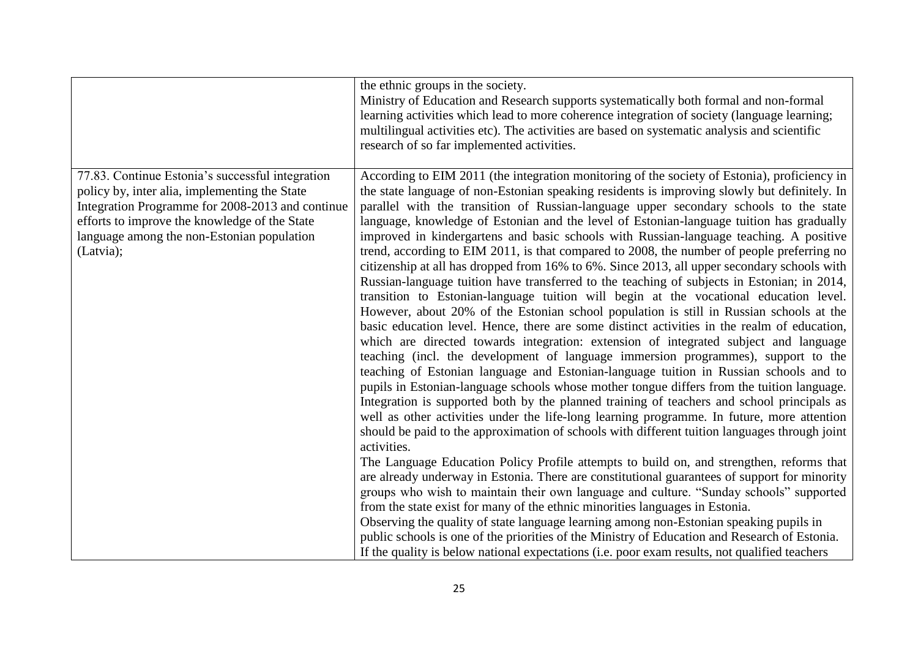| | |
|---|---|
| | the ethnic groups in the society.<br>Ministry of Education and Research supports systematically both formal and non-formal learning activities which lead to more coherence integration of society (language learning; multilingual activities etc). The activities are based on systematic analysis and scientific research of so far implemented activities. |
| 77.83. Continue Estonia's successful integration policy by, inter alia, implementing the State Integration Programme for 2008-2013 and continue efforts to improve the knowledge of the State language among the non-Estonian population (Latvia); | According to EIM 2011 (the integration monitoring of the society of Estonia), proficiency in the state language of non-Estonian speaking residents is improving slowly but definitely. In parallel with the transition of Russian-language upper secondary schools to the state language, knowledge of Estonian and the level of Estonian-language tuition has gradually improved in kindergartens and basic schools with Russian-language teaching. A positive trend, according to EIM 2011, is that compared to 2008, the number of people preferring no citizenship at all has dropped from 16% to 6%. Since 2013, all upper secondary schools with Russian-language tuition have transferred to the teaching of subjects in Estonian; in 2014, transition to Estonian-language tuition will begin at the vocational education level. However, about 20% of the Estonian school population is still in Russian schools at the basic education level. Hence, there are some distinct activities in the realm of education, which are directed towards integration: extension of integrated subject and language teaching (incl. the development of language immersion programmes), support to the teaching of Estonian language and Estonian-language tuition in Russian schools and to pupils in Estonian-language schools whose mother tongue differs from the tuition language. Integration is supported both by the planned training of teachers and school principals as well as other activities under the life-long learning programme. In future, more attention should be paid to the approximation of schools with different tuition languages through joint activities.<br>The Language Education Policy Profile attempts to build on, and strengthen, reforms that are already underway in Estonia. There are constitutional guarantees of support for minority groups who wish to maintain their own language and culture. "Sunday schools" supported from the state exist for many of the ethnic minorities languages in Estonia.<br>Observing the quality of state language learning among non-Estonian speaking pupils in public schools is one of the priorities of the Ministry of Education and Research of Estonia. If the quality is below national expectations (i.e. poor exam results, not qualified teachers |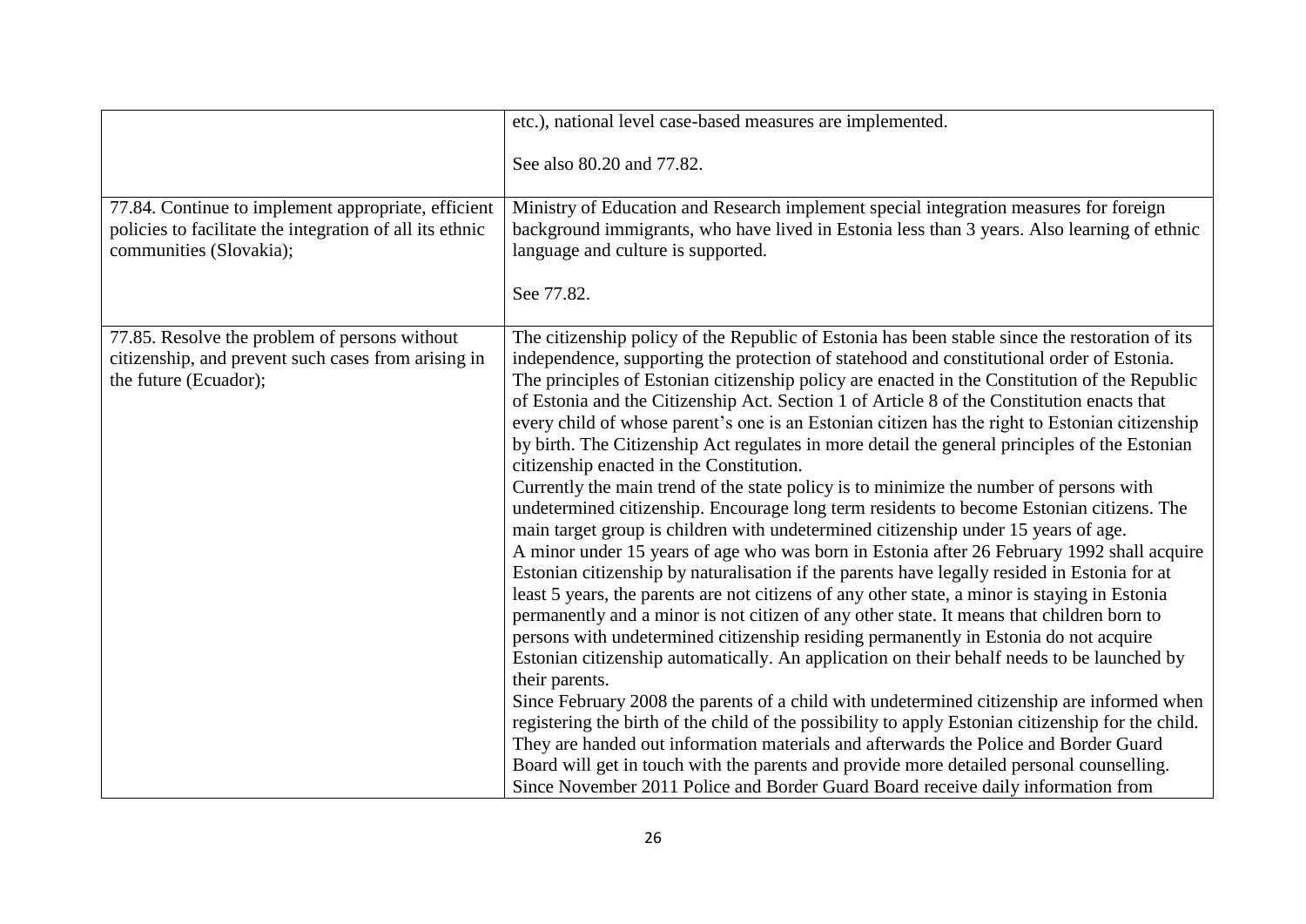| | |
|---|---|
| | etc.), national level case-based measures are implemented.<br><br>See also 80.20 and 77.82. |
| 77.84. Continue to implement appropriate, efficient policies to facilitate the integration of all its ethnic communities (Slovakia); | Ministry of Education and Research implement special integration measures for foreign background immigrants, who have lived in Estonia less than 3 years. Also learning of ethnic language and culture is supported.<br><br>See 77.82. |
| 77.85. Resolve the problem of persons without citizenship, and prevent such cases from arising in the future (Ecuador); | The citizenship policy of the Republic of Estonia has been stable since the restoration of its independence, supporting the protection of statehood and constitutional order of Estonia. The principles of Estonian citizenship policy are enacted in the Constitution of the Republic of Estonia and the Citizenship Act. Section 1 of Article 8 of the Constitution enacts that every child of whose parent's one is an Estonian citizen has the right to Estonian citizenship by birth. The Citizenship Act regulates in more detail the general principles of the Estonian citizenship enacted in the Constitution.<br>Currently the main trend of the state policy is to minimize the number of persons with undetermined citizenship. Encourage long term residents to become Estonian citizens. The main target group is children with undetermined citizenship under 15 years of age.<br>A minor under 15 years of age who was born in Estonia after 26 February 1992 shall acquire Estonian citizenship by naturalisation if the parents have legally resided in Estonia for at least 5 years, the parents are not citizens of any other state, a minor is staying in Estonia permanently and a minor is not citizen of any other state. It means that children born to persons with undetermined citizenship residing permanently in Estonia do not acquire Estonian citizenship automatically. An application on their behalf needs to be launched by their parents.<br>Since February 2008 the parents of a child with undetermined citizenship are informed when registering the birth of the child of the possibility to apply Estonian citizenship for the child. They are handed out information materials and afterwards the Police and Border Guard Board will get in touch with the parents and provide more detailed personal counselling.<br>Since November 2011 Police and Border Guard Board receive daily information from |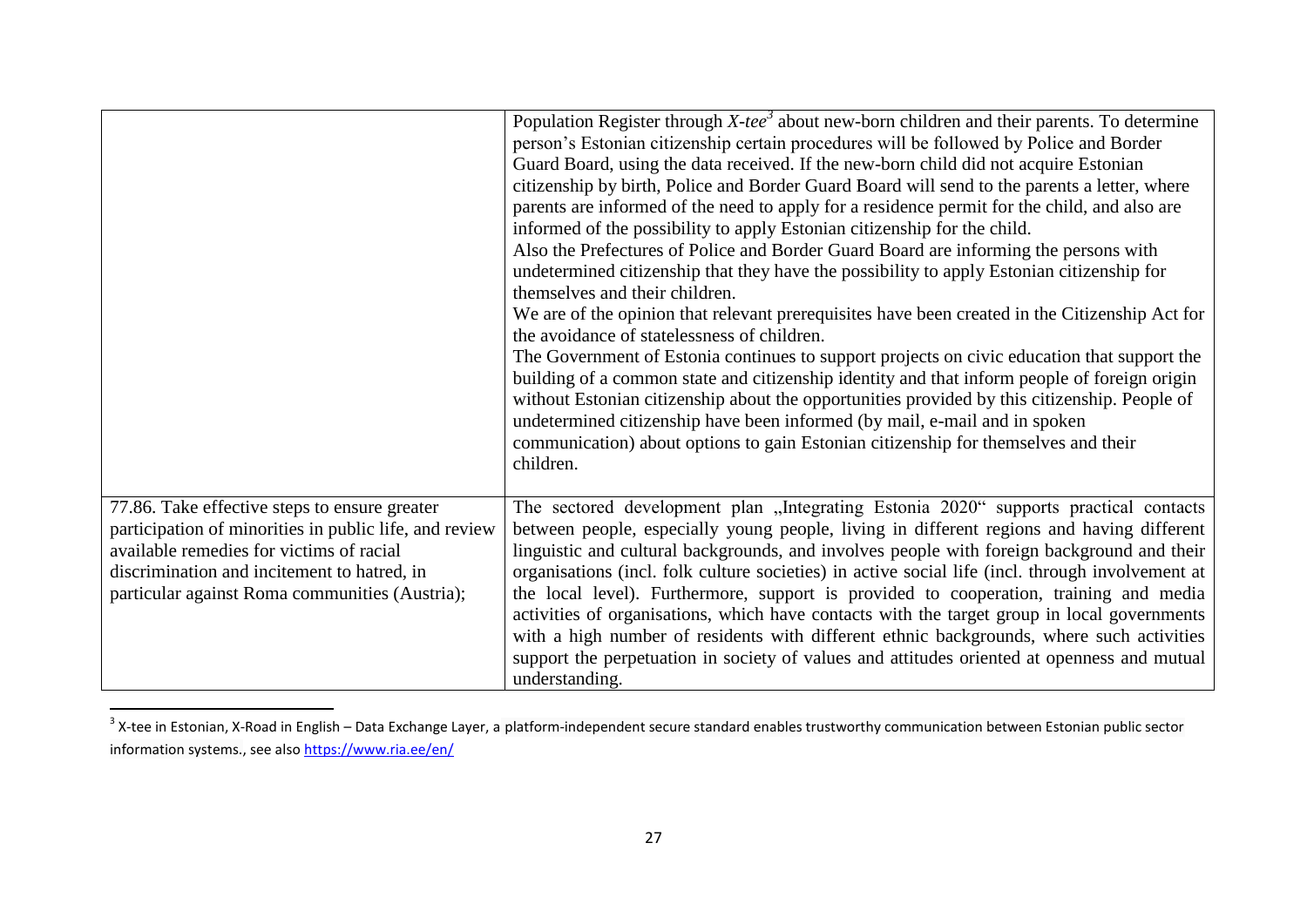| | |
|---|---|
| | Population Register through *X-tee*[3] about new-born children and their parents. To determine person's Estonian citizenship certain procedures will be followed by Police and Border Guard Board, using the data received. If the new-born child did not acquire Estonian citizenship by birth, Police and Border Guard Board will send to the parents a letter, where parents are informed of the need to apply for a residence permit for the child, and also are informed of the possibility to apply Estonian citizenship for the child.<br>Also the Prefectures of Police and Border Guard Board are informing the persons with undetermined citizenship that they have the possibility to apply Estonian citizenship for themselves and their children.<br>We are of the opinion that relevant prerequisites have been created in the Citizenship Act for the avoidance of statelessness of children.<br>The Government of Estonia continues to support projects on civic education that support the building of a common state and citizenship identity and that inform people of foreign origin without Estonian citizenship about the opportunities provided by this citizenship. People of undetermined citizenship have been informed (by mail, e-mail and in spoken communication) about options to gain Estonian citizenship for themselves and their children. |
| 77.86. Take effective steps to ensure greater participation of minorities in public life, and review available remedies for victims of racial discrimination and incitement to hatred, in particular against Roma communities (Austria); | The sectored development plan „Integrating Estonia 2020" supports practical contacts between people, especially young people, living in different regions and having different linguistic and cultural backgrounds, and involves people with foreign background and their organisations (incl. folk culture societies) in active social life (incl. through involvement at the local level). Furthermore, support is provided to cooperation, training and media activities of organisations, which have contacts with the target group in local governments with a high number of residents with different ethnic backgrounds, where such activities support the perpetuation in society of values and attitudes oriented at openness and mutual understanding. |

[3] X-tee in Estonian, X-Road in English – Data Exchange Layer, a platform-independent secure standard enables trustworthy communication between Estonian public sector information systems., see also https://www.ria.ee/en/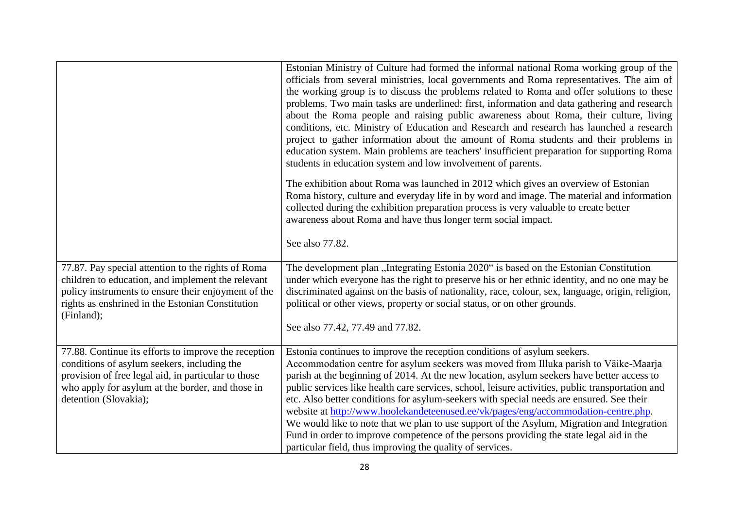| | |
|---|---|
| | Estonian Ministry of Culture had formed the informal national Roma working group of the officials from several ministries, local governments and Roma representatives. The aim of the working group is to discuss the problems related to Roma and offer solutions to these problems. Two main tasks are underlined: first, information and data gathering and research about the Roma people and raising public awareness about Roma, their culture, living conditions, etc. Ministry of Education and Research and research has launched a research project to gather information about the amount of Roma students and their problems in education system. Main problems are teachers' insufficient preparation for supporting Roma students in education system and low involvement of parents.<br><br>The exhibition about Roma was launched in 2012 which gives an overview of Estonian Roma history, culture and everyday life in by word and image. The material and information collected during the exhibition preparation process is very valuable to create better awareness about Roma and have thus longer term social impact.<br><br>See also 77.82. |
| 77.87. Pay special attention to the rights of Roma children to education, and implement the relevant policy instruments to ensure their enjoyment of the rights as enshrined in the Estonian Constitution (Finland); | The development plan „Integrating Estonia 2020" is based on the Estonian Constitution under which everyone has the right to preserve his or her ethnic identity, and no one may be discriminated against on the basis of nationality, race, colour, sex, language, origin, religion, political or other views, property or social status, or on other grounds.<br><br>See also 77.42, 77.49 and 77.82. |
| 77.88. Continue its efforts to improve the reception conditions of asylum seekers, including the provision of free legal aid, in particular to those who apply for asylum at the border, and those in detention (Slovakia); | Estonia continues to improve the reception conditions of asylum seekers.<br>Accommodation centre for asylum seekers was moved from Illuka parish to Väike-Maarja parish at the beginning of 2014. At the new location, asylum seekers have better access to public services like health care services, school, leisure activities, public transportation and etc. Also better conditions for asylum-seekers with special needs are ensured. See their website at http://www.hoolekandeteenused.ee/vk/pages/eng/accommodation-centre.php.<br>We would like to note that we plan to use support of the Asylum, Migration and Integration Fund in order to improve competence of the persons providing the state legal aid in the particular field, thus improving the quality of services. |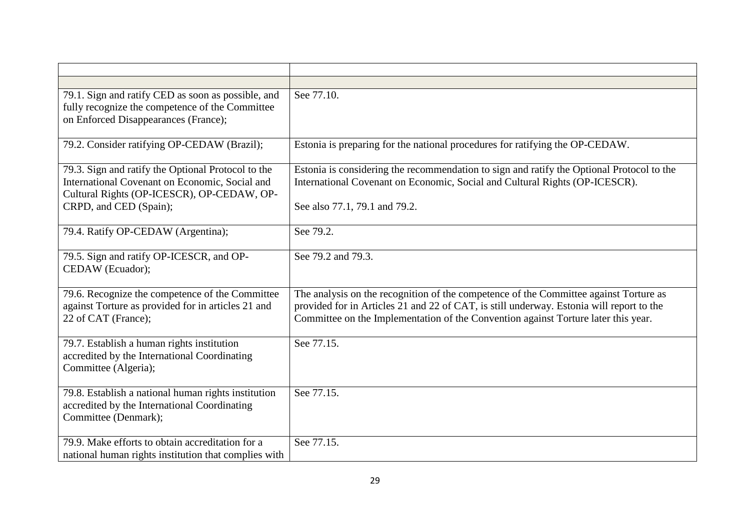| | |
|---|---|
| | |
| 79.1. Sign and ratify CED as soon as possible, and fully recognize the competence of the Committee on Enforced Disappearances (France); | See 77.10. |
| 79.2. Consider ratifying OP-CEDAW (Brazil); | Estonia is preparing for the national procedures for ratifying the OP-CEDAW. |
| 79.3. Sign and ratify the Optional Protocol to the International Covenant on Economic, Social and Cultural Rights (OP-ICESCR), OP-CEDAW, OP-CRPD, and CED (Spain); | Estonia is considering the recommendation to sign and ratify the Optional Protocol to the International Covenant on Economic, Social and Cultural Rights (OP-ICESCR).<br><br>See also 77.1, 79.1 and 79.2. |
| 79.4. Ratify OP-CEDAW (Argentina); | See 79.2. |
| 79.5. Sign and ratify OP-ICESCR, and OP-CEDAW (Ecuador); | See 79.2 and 79.3. |
| 79.6. Recognize the competence of the Committee against Torture as provided for in articles 21 and 22 of CAT (France); | The analysis on the recognition of the competence of the Committee against Torture as provided for in Articles 21 and 22 of CAT, is still underway. Estonia will report to the Committee on the Implementation of the Convention against Torture later this year. |
| 79.7. Establish a human rights institution accredited by the International Coordinating Committee (Algeria); | See 77.15. |
| 79.8. Establish a national human rights institution accredited by the International Coordinating Committee (Denmark); | See 77.15. |
| 79.9. Make efforts to obtain accreditation for a national human rights institution that complies with | See 77.15. |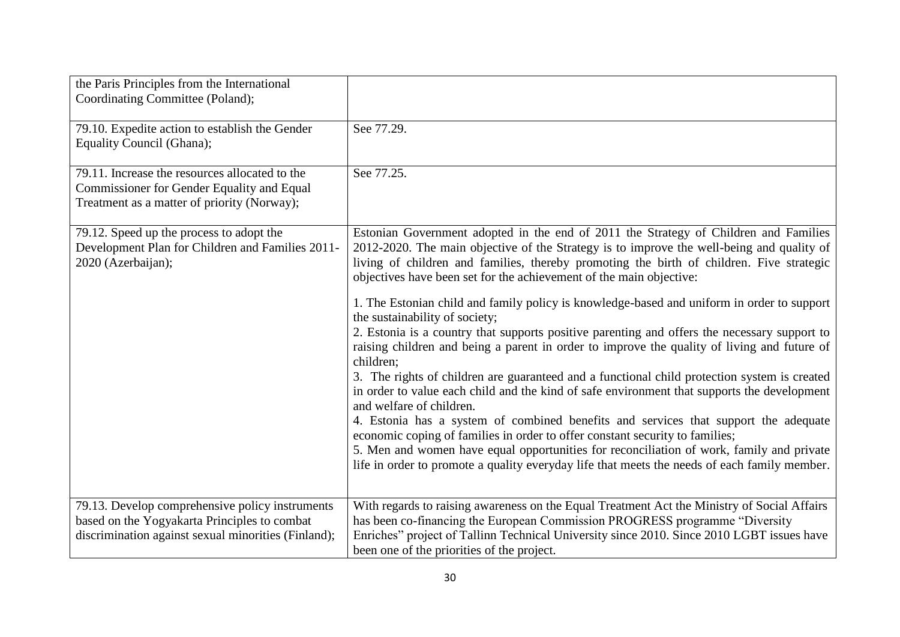| | |
|---|---|
| the Paris Principles from the International Coordinating Committee (Poland); | |
| 79.10. Expedite action to establish the Gender Equality Council (Ghana); | See 77.29. |
| 79.11. Increase the resources allocated to the Commissioner for Gender Equality and Equal Treatment as a matter of priority (Norway); | See 77.25. |
| 79.12. Speed up the process to adopt the Development Plan for Children and Families 2011-2020 (Azerbaijan); | Estonian Government adopted in the end of 2011 the Strategy of Children and Families 2012-2020. The main objective of the Strategy is to improve the well-being and quality of living of children and families, thereby promoting the birth of children. Five strategic objectives have been set for the achievement of the main objective:<br><br>1. The Estonian child and family policy is knowledge-based and uniform in order to support the sustainability of society;<br>2. Estonia is a country that supports positive parenting and offers the necessary support to raising children and being a parent in order to improve the quality of living and future of children;<br>3. The rights of children are guaranteed and a functional child protection system is created in order to value each child and the kind of safe environment that supports the development and welfare of children.<br>4. Estonia has a system of combined benefits and services that support the adequate economic coping of families in order to offer constant security to families;<br>5. Men and women have equal opportunities for reconciliation of work, family and private life in order to promote a quality everyday life that meets the needs of each family member. |
| 79.13. Develop comprehensive policy instruments based on the Yogyakarta Principles to combat discrimination against sexual minorities (Finland); | With regards to raising awareness on the Equal Treatment Act the Ministry of Social Affairs has been co-financing the European Commission PROGRESS programme "Diversity Enriches" project of Tallinn Technical University since 2010. Since 2010 LGBT issues have been one of the priorities of the project. |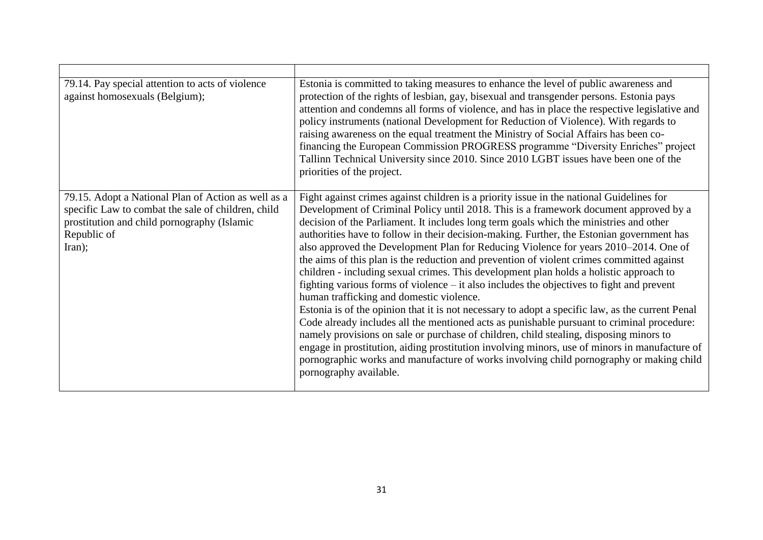| | |
|---|---|
| 79.14. Pay special attention to acts of violence against homosexuals (Belgium); | Estonia is committed to taking measures to enhance the level of public awareness and protection of the rights of lesbian, gay, bisexual and transgender persons. Estonia pays attention and condemns all forms of violence, and has in place the respective legislative and policy instruments (national Development for Reduction of Violence). With regards to raising awareness on the equal treatment the Ministry of Social Affairs has been co-financing the European Commission PROGRESS programme "Diversity Enriches" project Tallinn Technical University since 2010. Since 2010 LGBT issues have been one of the priorities of the project. |
| 79.15. Adopt a National Plan of Action as well as a specific Law to combat the sale of children, child prostitution and child pornography (Islamic Republic of Iran); | Fight against crimes against children is a priority issue in the national Guidelines for Development of Criminal Policy until 2018. This is a framework document approved by a decision of the Parliament. It includes long term goals which the ministries and other authorities have to follow in their decision-making. Further, the Estonian government has also approved the Development Plan for Reducing Violence for years 2010–2014. One of the aims of this plan is the reduction and prevention of violent crimes committed against children - including sexual crimes. This development plan holds a holistic approach to fighting various forms of violence – it also includes the objectives to fight and prevent human trafficking and domestic violence.<br>Estonia is of the opinion that it is not necessary to adopt a specific law, as the current Penal Code already includes all the mentioned acts as punishable pursuant to criminal procedure: namely provisions on sale or purchase of children, child stealing, disposing minors to engage in prostitution, aiding prostitution involving minors, use of minors in manufacture of pornographic works and manufacture of works involving child pornography or making child pornography available. |